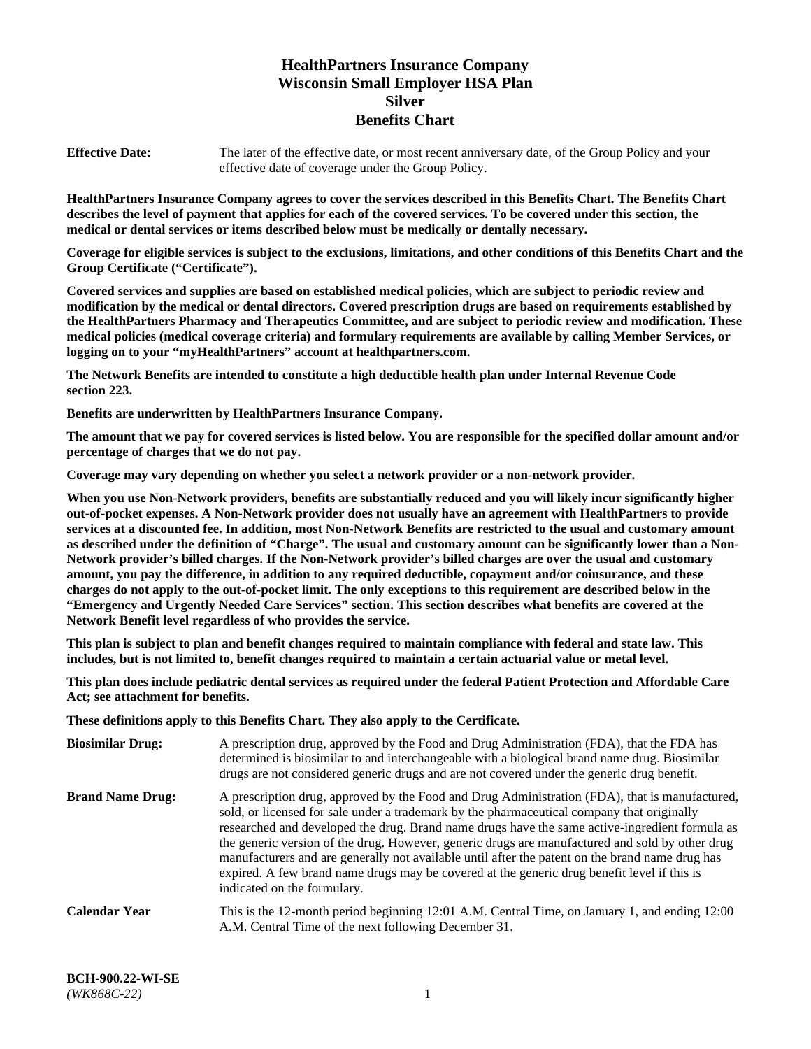# HealthPartners Insurance Company
# Wisconsin Small Employer HSA Plan
# Silver
# Benefits Chart

**Effective Date:** The later of the effective date, or most recent anniversary date, of the Group Policy and your effective date of coverage under the Group Policy.

**HealthPartners Insurance Company agrees to cover the services described in this Benefits Chart. The Benefits Chart describes the level of payment that applies for each of the covered services. To be covered under this section, the medical or dental services or items described below must be medically or dentally necessary.**

**Coverage for eligible services is subject to the exclusions, limitations, and other conditions of this Benefits Chart and the Group Certificate ("Certificate").**

**Covered services and supplies are based on established medical policies, which are subject to periodic review and modification by the medical or dental directors. Covered prescription drugs are based on requirements established by the HealthPartners Pharmacy and Therapeutics Committee, and are subject to periodic review and modification. These medical policies (medical coverage criteria) and formulary requirements are available by calling Member Services, or logging on to your "myHealthPartners" account at healthpartners.com.**

**The Network Benefits are intended to constitute a high deductible health plan under Internal Revenue Code section 223.**

**Benefits are underwritten by HealthPartners Insurance Company.**

**The amount that we pay for covered services is listed below. You are responsible for the specified dollar amount and/or percentage of charges that we do not pay.**

**Coverage may vary depending on whether you select a network provider or a non-network provider.**

**When you use Non-Network providers, benefits are substantially reduced and you will likely incur significantly higher out-of-pocket expenses. A Non-Network provider does not usually have an agreement with HealthPartners to provide services at a discounted fee. In addition, most Non-Network Benefits are restricted to the usual and customary amount as described under the definition of "Charge". The usual and customary amount can be significantly lower than a Non-Network provider's billed charges. If the Non-Network provider's billed charges are over the usual and customary amount, you pay the difference, in addition to any required deductible, copayment and/or coinsurance, and these charges do not apply to the out-of-pocket limit. The only exceptions to this requirement are described below in the "Emergency and Urgently Needed Care Services" section. This section describes what benefits are covered at the Network Benefit level regardless of who provides the service.**

**This plan is subject to plan and benefit changes required to maintain compliance with federal and state law. This includes, but is not limited to, benefit changes required to maintain a certain actuarial value or metal level.**

**This plan does include pediatric dental services as required under the federal Patient Protection and Affordable Care Act; see attachment for benefits.**

**These definitions apply to this Benefits Chart. They also apply to the Certificate.**

**Biosimilar Drug:** A prescription drug, approved by the Food and Drug Administration (FDA), that the FDA has determined is biosimilar to and interchangeable with a biological brand name drug. Biosimilar drugs are not considered generic drugs and are not covered under the generic drug benefit.

**Brand Name Drug:** A prescription drug, approved by the Food and Drug Administration (FDA), that is manufactured, sold, or licensed for sale under a trademark by the pharmaceutical company that originally researched and developed the drug. Brand name drugs have the same active-ingredient formula as the generic version of the drug. However, generic drugs are manufactured and sold by other drug manufacturers and are generally not available until after the patent on the brand name drug has expired. A few brand name drugs may be covered at the generic drug benefit level if this is indicated on the formulary.

**Calendar Year** This is the 12-month period beginning 12:01 A.M. Central Time, on January 1, and ending 12:00 A.M. Central Time of the next following December 31.

**BCH-900.22-WI-SE**
*(WK868C-22)*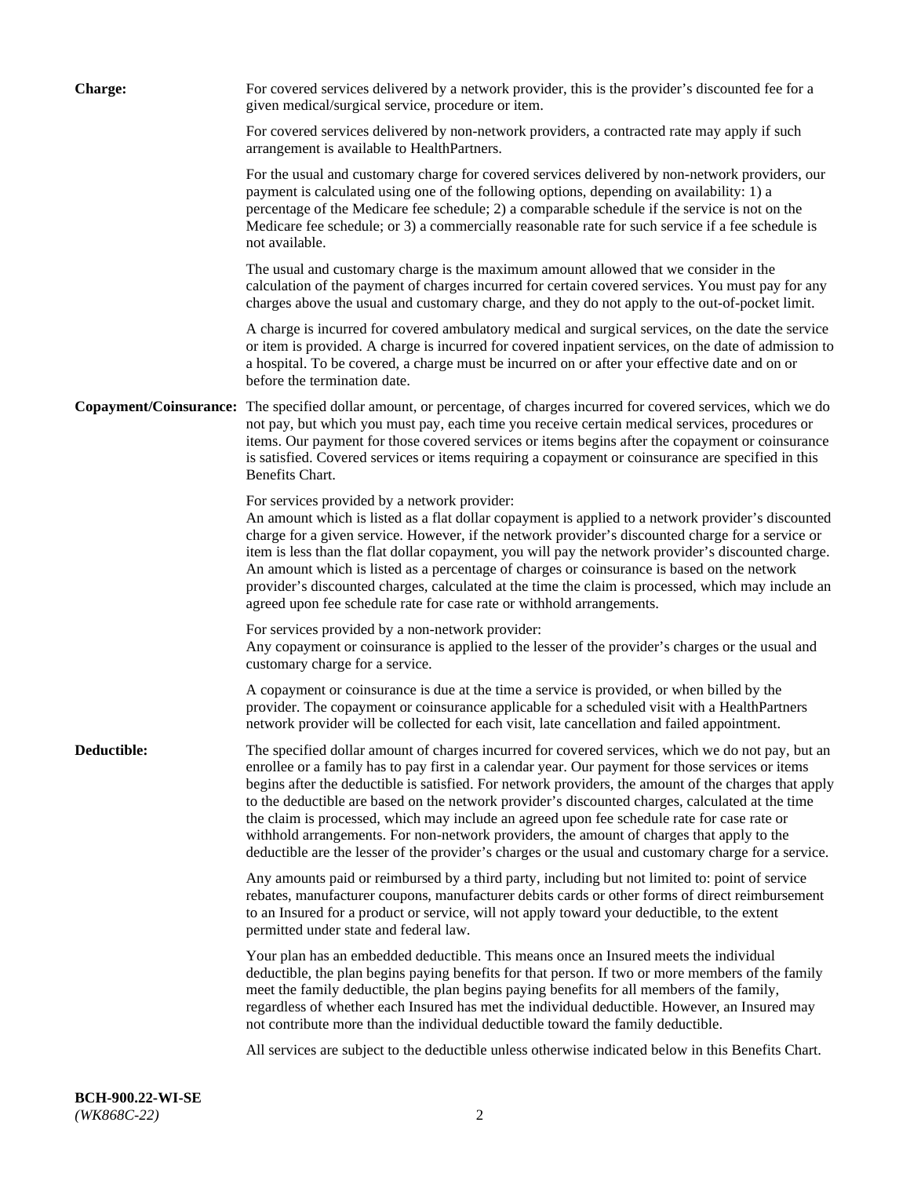**Charge:** For covered services delivered by a network provider, this is the provider's discounted fee for a given medical/surgical service, procedure or item.

For covered services delivered by non-network providers, a contracted rate may apply if such arrangement is available to HealthPartners.

For the usual and customary charge for covered services delivered by non-network providers, our payment is calculated using one of the following options, depending on availability: 1) a percentage of the Medicare fee schedule; 2) a comparable schedule if the service is not on the Medicare fee schedule; or 3) a commercially reasonable rate for such service if a fee schedule is not available.

The usual and customary charge is the maximum amount allowed that we consider in the calculation of the payment of charges incurred for certain covered services. You must pay for any charges above the usual and customary charge, and they do not apply to the out-of-pocket limit.

A charge is incurred for covered ambulatory medical and surgical services, on the date the service or item is provided. A charge is incurred for covered inpatient services, on the date of admission to a hospital. To be covered, a charge must be incurred on or after your effective date and on or before the termination date.

**Copayment/Coinsurance:** The specified dollar amount, or percentage, of charges incurred for covered services, which we do not pay, but which you must pay, each time you receive certain medical services, procedures or items. Our payment for those covered services or items begins after the copayment or coinsurance is satisfied. Covered services or items requiring a copayment or coinsurance are specified in this Benefits Chart.

For services provided by a network provider:
An amount which is listed as a flat dollar copayment is applied to a network provider's discounted charge for a given service. However, if the network provider's discounted charge for a service or item is less than the flat dollar copayment, you will pay the network provider's discounted charge. An amount which is listed as a percentage of charges or coinsurance is based on the network provider's discounted charges, calculated at the time the claim is processed, which may include an agreed upon fee schedule rate for case rate or withhold arrangements.

For services provided by a non-network provider:
Any copayment or coinsurance is applied to the lesser of the provider's charges or the usual and customary charge for a service.

A copayment or coinsurance is due at the time a service is provided, or when billed by the provider. The copayment or coinsurance applicable for a scheduled visit with a HealthPartners network provider will be collected for each visit, late cancellation and failed appointment.

**Deductible:** The specified dollar amount of charges incurred for covered services, which we do not pay, but an enrollee or a family has to pay first in a calendar year. Our payment for those services or items begins after the deductible is satisfied. For network providers, the amount of the charges that apply to the deductible are based on the network provider's discounted charges, calculated at the time the claim is processed, which may include an agreed upon fee schedule rate for case rate or withhold arrangements. For non-network providers, the amount of charges that apply to the deductible are the lesser of the provider's charges or the usual and customary charge for a service.

Any amounts paid or reimbursed by a third party, including but not limited to: point of service rebates, manufacturer coupons, manufacturer debits cards or other forms of direct reimbursement to an Insured for a product or service, will not apply toward your deductible, to the extent permitted under state and federal law.

Your plan has an embedded deductible. This means once an Insured meets the individual deductible, the plan begins paying benefits for that person. If two or more members of the family meet the family deductible, the plan begins paying benefits for all members of the family, regardless of whether each Insured has met the individual deductible. However, an Insured may not contribute more than the individual deductible toward the family deductible.

All services are subject to the deductible unless otherwise indicated below in this Benefits Chart.

**BCH-900.22-WI-SE**
*(WK868C-22)*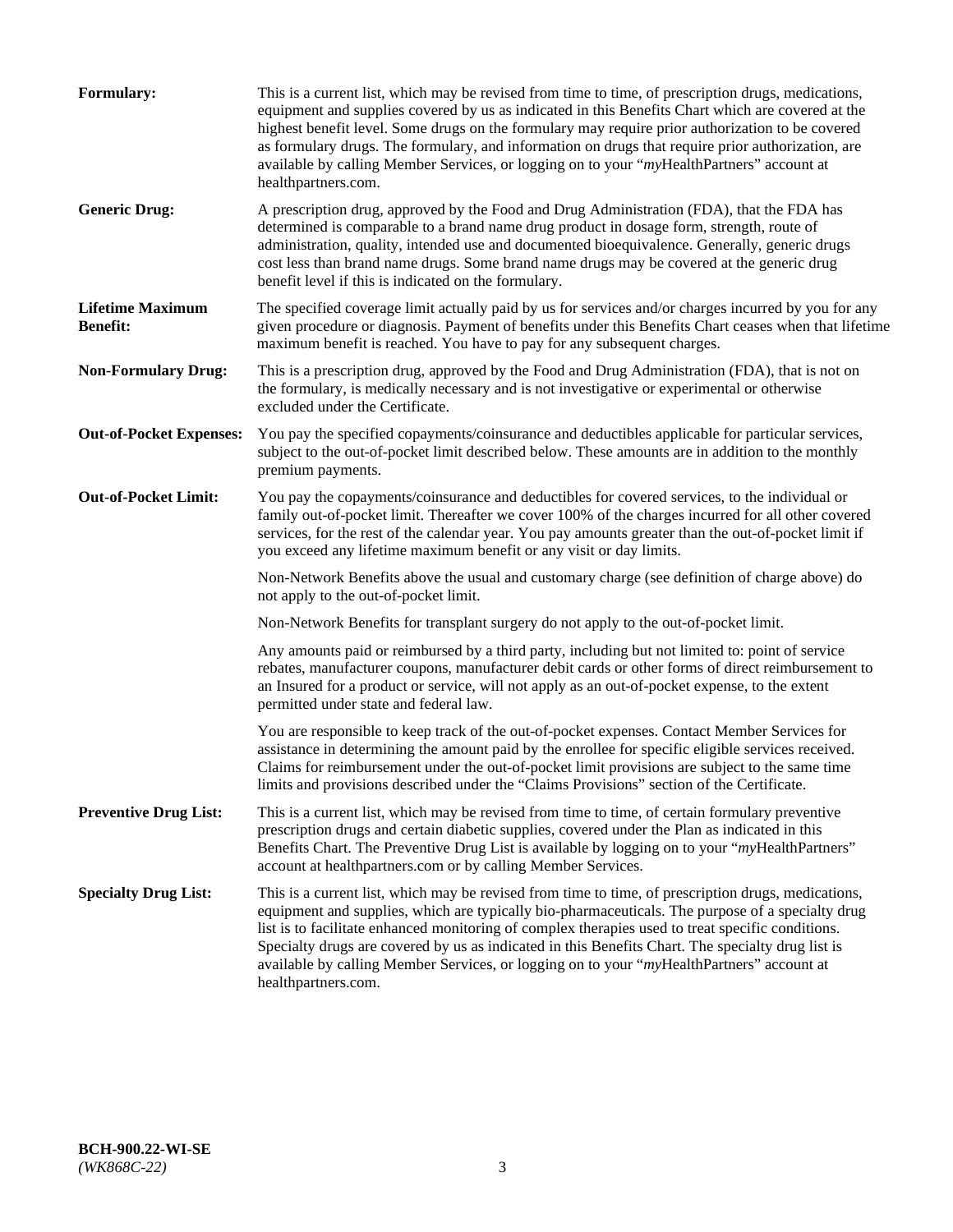**Formulary:** This is a current list, which may be revised from time to time, of prescription drugs, medications, equipment and supplies covered by us as indicated in this Benefits Chart which are covered at the highest benefit level. Some drugs on the formulary may require prior authorization to be covered as formulary drugs. The formulary, and information on drugs that require prior authorization, are available by calling Member Services, or logging on to your "*my*HealthPartners" account at healthpartners.com.

**Generic Drug:** A prescription drug, approved by the Food and Drug Administration (FDA), that the FDA has determined is comparable to a brand name drug product in dosage form, strength, route of administration, quality, intended use and documented bioequivalence. Generally, generic drugs cost less than brand name drugs. Some brand name drugs may be covered at the generic drug benefit level if this is indicated on the formulary.

**Lifetime Maximum Benefit:** The specified coverage limit actually paid by us for services and/or charges incurred by you for any given procedure or diagnosis. Payment of benefits under this Benefits Chart ceases when that lifetime maximum benefit is reached. You have to pay for any subsequent charges.

**Non-Formulary Drug:** This is a prescription drug, approved by the Food and Drug Administration (FDA), that is not on the formulary, is medically necessary and is not investigative or experimental or otherwise excluded under the Certificate.

**Out-of-Pocket Expenses:** You pay the specified copayments/coinsurance and deductibles applicable for particular services, subject to the out-of-pocket limit described below. These amounts are in addition to the monthly premium payments.

**Out-of-Pocket Limit:** You pay the copayments/coinsurance and deductibles for covered services, to the individual or family out-of-pocket limit. Thereafter we cover 100% of the charges incurred for all other covered services, for the rest of the calendar year. You pay amounts greater than the out-of-pocket limit if you exceed any lifetime maximum benefit or any visit or day limits.

Non-Network Benefits above the usual and customary charge (see definition of charge above) do not apply to the out-of-pocket limit.

Non-Network Benefits for transplant surgery do not apply to the out-of-pocket limit.

Any amounts paid or reimbursed by a third party, including but not limited to: point of service rebates, manufacturer coupons, manufacturer debit cards or other forms of direct reimbursement to an Insured for a product or service, will not apply as an out-of-pocket expense, to the extent permitted under state and federal law.

You are responsible to keep track of the out-of-pocket expenses. Contact Member Services for assistance in determining the amount paid by the enrollee for specific eligible services received. Claims for reimbursement under the out-of-pocket limit provisions are subject to the same time limits and provisions described under the "Claims Provisions" section of the Certificate.

**Preventive Drug List:** This is a current list, which may be revised from time to time, of certain formulary preventive prescription drugs and certain diabetic supplies, covered under the Plan as indicated in this Benefits Chart. The Preventive Drug List is available by logging on to your "*my*HealthPartners" account at healthpartners.com or by calling Member Services.

**Specialty Drug List:** This is a current list, which may be revised from time to time, of prescription drugs, medications, equipment and supplies, which are typically bio-pharmaceuticals. The purpose of a specialty drug list is to facilitate enhanced monitoring of complex therapies used to treat specific conditions. Specialty drugs are covered by us as indicated in this Benefits Chart. The specialty drug list is available by calling Member Services, or logging on to your "*my*HealthPartners" account at healthpartners.com.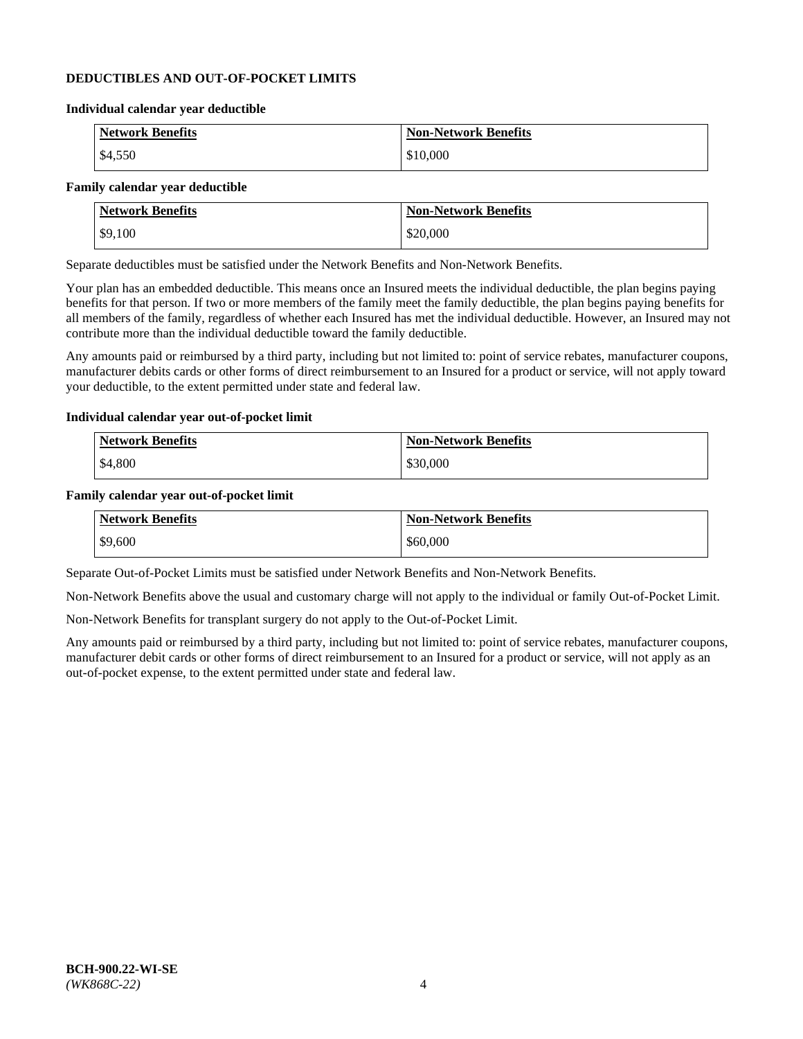## DEDUCTIBLES AND OUT-OF-POCKET LIMITS

**Individual calendar year deductible**

| Network Benefits | Non-Network Benefits |
|---|---|
| $4,550 | $10,000 |

**Family calendar year deductible**

| Network Benefits | Non-Network Benefits |
|---|---|
| $9,100 | $20,000 |

Separate deductibles must be satisfied under the Network Benefits and Non-Network Benefits.

Your plan has an embedded deductible. This means once an Insured meets the individual deductible, the plan begins paying benefits for that person. If two or more members of the family meet the family deductible, the plan begins paying benefits for all members of the family, regardless of whether each Insured has met the individual deductible. However, an Insured may not contribute more than the individual deductible toward the family deductible.

Any amounts paid or reimbursed by a third party, including but not limited to: point of service rebates, manufacturer coupons, manufacturer debits cards or other forms of direct reimbursement to an Insured for a product or service, will not apply toward your deductible, to the extent permitted under state and federal law.

**Individual calendar year out-of-pocket limit**

| Network Benefits | Non-Network Benefits |
|---|---|
| $4,800 | $30,000 |

**Family calendar year out-of-pocket limit**

| Network Benefits | Non-Network Benefits |
|---|---|
| $9,600 | $60,000 |

Separate Out-of-Pocket Limits must be satisfied under Network Benefits and Non-Network Benefits.

Non-Network Benefits above the usual and customary charge will not apply to the individual or family Out-of-Pocket Limit.

Non-Network Benefits for transplant surgery do not apply to the Out-of-Pocket Limit.

Any amounts paid or reimbursed by a third party, including but not limited to: point of service rebates, manufacturer coupons, manufacturer debit cards or other forms of direct reimbursement to an Insured for a product or service, will not apply as an out-of-pocket expense, to the extent permitted under state and federal law.

**BCH-900.22-WI-SE**
*(WK868C-22)*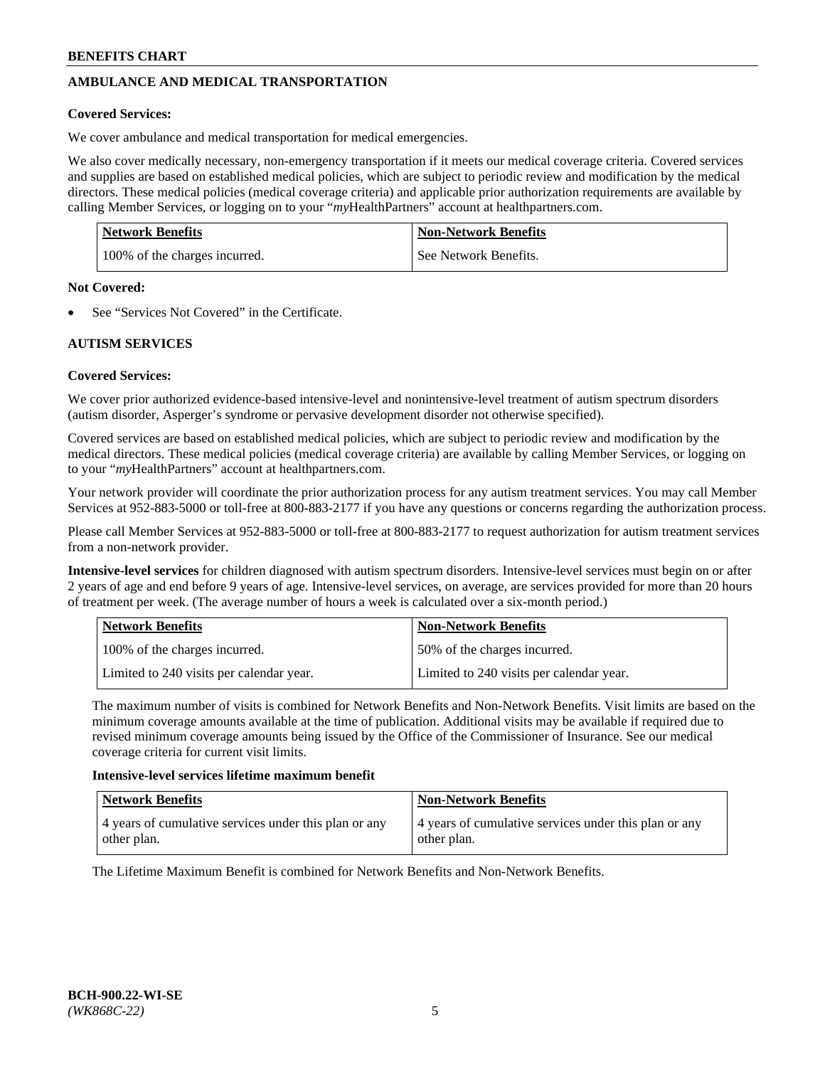## AMBULANCE AND MEDICAL TRANSPORTATION

**Covered Services:**

We cover ambulance and medical transportation for medical emergencies.

We also cover medically necessary, non-emergency transportation if it meets our medical coverage criteria. Covered services and supplies are based on established medical policies, which are subject to periodic review and modification by the medical directors. These medical policies (medical coverage criteria) and applicable prior authorization requirements are available by calling Member Services, or logging on to your "*my*HealthPartners" account at healthpartners.com.

| Network Benefits | Non-Network Benefits |
|---|---|
| 100% of the charges incurred. | See Network Benefits. |

**Not Covered:**

- See "Services Not Covered" in the Certificate.

## AUTISM SERVICES

**Covered Services:**

We cover prior authorized evidence-based intensive-level and nonintensive-level treatment of autism spectrum disorders (autism disorder, Asperger's syndrome or pervasive development disorder not otherwise specified).

Covered services are based on established medical policies, which are subject to periodic review and modification by the medical directors. These medical policies (medical coverage criteria) are available by calling Member Services, or logging on to your "*my*HealthPartners" account at healthpartners.com.

Your network provider will coordinate the prior authorization process for any autism treatment services. You may call Member Services at 952-883-5000 or toll-free at 800-883-2177 if you have any questions or concerns regarding the authorization process.

Please call Member Services at 952-883-5000 or toll-free at 800-883-2177 to request authorization for autism treatment services from a non-network provider.

**Intensive-level services** for children diagnosed with autism spectrum disorders. Intensive-level services must begin on or after 2 years of age and end before 9 years of age. Intensive-level services, on average, are services provided for more than 20 hours of treatment per week. (The average number of hours a week is calculated over a six-month period.)

| Network Benefits | Non-Network Benefits |
|---|---|
| 100% of the charges incurred. | 50% of the charges incurred. |
| Limited to 240 visits per calendar year. | Limited to 240 visits per calendar year. |

The maximum number of visits is combined for Network Benefits and Non-Network Benefits. Visit limits are based on the minimum coverage amounts available at the time of publication. Additional visits may be available if required due to revised minimum coverage amounts being issued by the Office of the Commissioner of Insurance. See our medical coverage criteria for current visit limits.

**Intensive-level services lifetime maximum benefit**

| Network Benefits | Non-Network Benefits |
|---|---|
| 4 years of cumulative services under this plan or any other plan. | 4 years of cumulative services under this plan or any other plan. |

The Lifetime Maximum Benefit is combined for Network Benefits and Non-Network Benefits.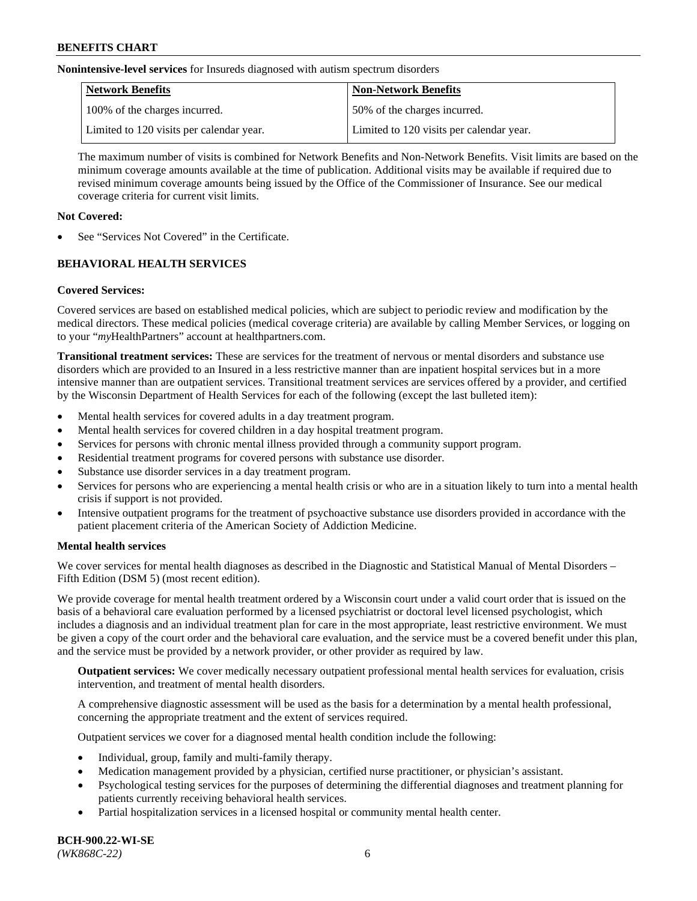**Nonintensive-level services** for Insureds diagnosed with autism spectrum disorders

| Network Benefits | Non-Network Benefits |
| --- | --- |
| 100% of the charges incurred. | 50% of the charges incurred. |
| Limited to 120 visits per calendar year. | Limited to 120 visits per calendar year. |

The maximum number of visits is combined for Network Benefits and Non-Network Benefits. Visit limits are based on the minimum coverage amounts available at the time of publication. Additional visits may be available if required due to revised minimum coverage amounts being issued by the Office of the Commissioner of Insurance. See our medical coverage criteria for current visit limits.

**Not Covered:**

- See "Services Not Covered" in the Certificate.

## BEHAVIORAL HEALTH SERVICES

**Covered Services:**

Covered services are based on established medical policies, which are subject to periodic review and modification by the medical directors. These medical policies (medical coverage criteria) are available by calling Member Services, or logging on to your "*my*HealthPartners" account at healthpartners.com.

**Transitional treatment services:** These are services for the treatment of nervous or mental disorders and substance use disorders which are provided to an Insured in a less restrictive manner than are inpatient hospital services but in a more intensive manner than are outpatient services. Transitional treatment services are services offered by a provider, and certified by the Wisconsin Department of Health Services for each of the following (except the last bulleted item):

- Mental health services for covered adults in a day treatment program.
- Mental health services for covered children in a day hospital treatment program.
- Services for persons with chronic mental illness provided through a community support program.
- Residential treatment programs for covered persons with substance use disorder.
- Substance use disorder services in a day treatment program.
- Services for persons who are experiencing a mental health crisis or who are in a situation likely to turn into a mental health crisis if support is not provided.
- Intensive outpatient programs for the treatment of psychoactive substance use disorders provided in accordance with the patient placement criteria of the American Society of Addiction Medicine.

**Mental health services**

We cover services for mental health diagnoses as described in the Diagnostic and Statistical Manual of Mental Disorders – Fifth Edition (DSM 5) (most recent edition).

We provide coverage for mental health treatment ordered by a Wisconsin court under a valid court order that is issued on the basis of a behavioral care evaluation performed by a licensed psychiatrist or doctoral level licensed psychologist, which includes a diagnosis and an individual treatment plan for care in the most appropriate, least restrictive environment. We must be given a copy of the court order and the behavioral care evaluation, and the service must be a covered benefit under this plan, and the service must be provided by a network provider, or other provider as required by law.

**Outpatient services:** We cover medically necessary outpatient professional mental health services for evaluation, crisis intervention, and treatment of mental health disorders.

A comprehensive diagnostic assessment will be used as the basis for a determination by a mental health professional, concerning the appropriate treatment and the extent of services required.

Outpatient services we cover for a diagnosed mental health condition include the following:

- Individual, group, family and multi-family therapy.
- Medication management provided by a physician, certified nurse practitioner, or physician's assistant.
- Psychological testing services for the purposes of determining the differential diagnoses and treatment planning for patients currently receiving behavioral health services.
- Partial hospitalization services in a licensed hospital or community mental health center.

**BCH-900.22-WI-SE**
*(WK868C-22)*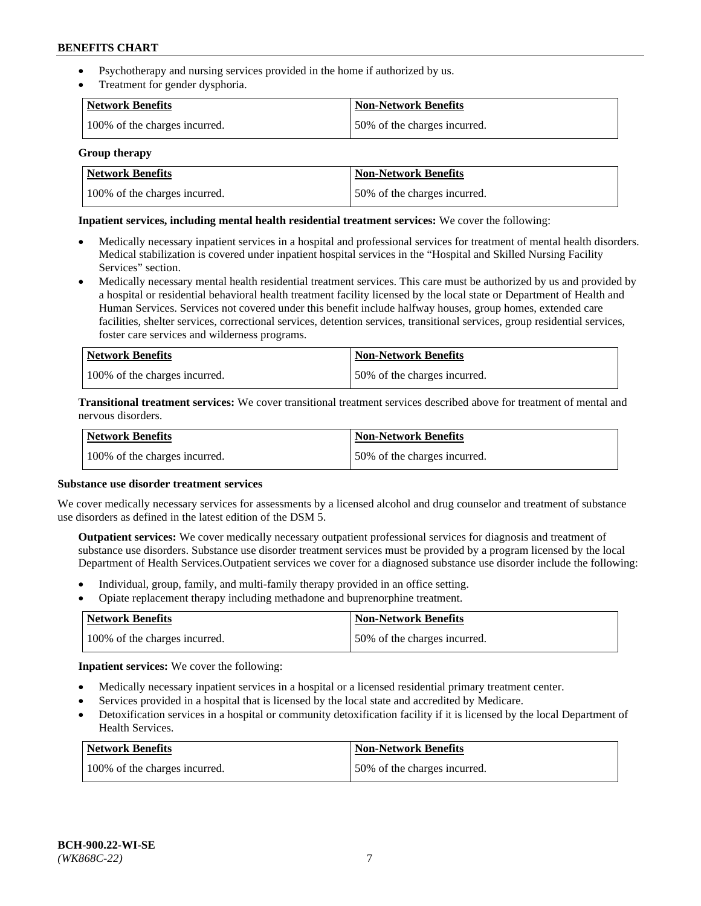- Psychotherapy and nursing services provided in the home if authorized by us.
- Treatment for gender dysphoria.

| Network Benefits | Non-Network Benefits |
| --- | --- |
| 100% of the charges incurred. | 50% of the charges incurred. |

**Group therapy**

| Network Benefits | Non-Network Benefits |
| --- | --- |
| 100% of the charges incurred. | 50% of the charges incurred. |

**Inpatient services, including mental health residential treatment services:** We cover the following:

- Medically necessary inpatient services in a hospital and professional services for treatment of mental health disorders. Medical stabilization is covered under inpatient hospital services in the "Hospital and Skilled Nursing Facility Services" section.
- Medically necessary mental health residential treatment services. This care must be authorized by us and provided by a hospital or residential behavioral health treatment facility licensed by the local state or Department of Health and Human Services. Services not covered under this benefit include halfway houses, group homes, extended care facilities, shelter services, correctional services, detention services, transitional services, group residential services, foster care services and wilderness programs.

| Network Benefits | Non-Network Benefits |
| --- | --- |
| 100% of the charges incurred. | 50% of the charges incurred. |

**Transitional treatment services:** We cover transitional treatment services described above for treatment of mental and nervous disorders.

| Network Benefits | Non-Network Benefits |
| --- | --- |
| 100% of the charges incurred. | 50% of the charges incurred. |

**Substance use disorder treatment services**

We cover medically necessary services for assessments by a licensed alcohol and drug counselor and treatment of substance use disorders as defined in the latest edition of the DSM 5.

**Outpatient services:** We cover medically necessary outpatient professional services for diagnosis and treatment of substance use disorders. Substance use disorder treatment services must be provided by a program licensed by the local Department of Health Services.Outpatient services we cover for a diagnosed substance use disorder include the following:

- Individual, group, family, and multi-family therapy provided in an office setting.
- Opiate replacement therapy including methadone and buprenorphine treatment.

| Network Benefits | Non-Network Benefits |
| --- | --- |
| 100% of the charges incurred. | 50% of the charges incurred. |

**Inpatient services:** We cover the following:

- Medically necessary inpatient services in a hospital or a licensed residential primary treatment center.
- Services provided in a hospital that is licensed by the local state and accredited by Medicare.
- Detoxification services in a hospital or community detoxification facility if it is licensed by the local Department of Health Services.

| Network Benefits | Non-Network Benefits |
| --- | --- |
| 100% of the charges incurred. | 50% of the charges incurred. |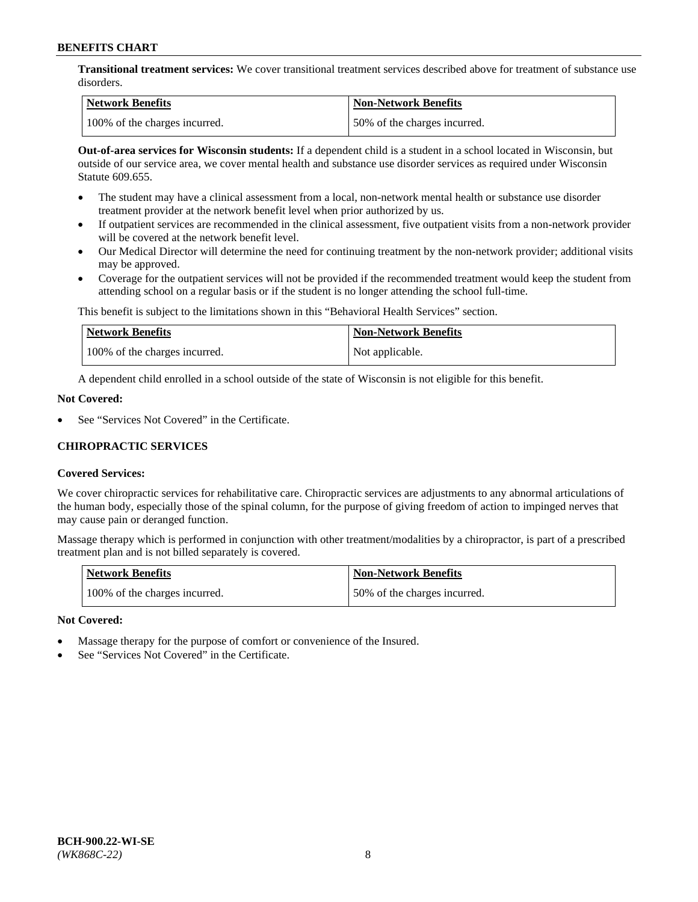**Transitional treatment services:** We cover transitional treatment services described above for treatment of substance use disorders.

| Network Benefits | Non-Network Benefits |
| --- | --- |
| 100% of the charges incurred. | 50% of the charges incurred. |

**Out-of-area services for Wisconsin students:** If a dependent child is a student in a school located in Wisconsin, but outside of our service area, we cover mental health and substance use disorder services as required under Wisconsin Statute 609.655.

- The student may have a clinical assessment from a local, non-network mental health or substance use disorder treatment provider at the network benefit level when prior authorized by us.
- If outpatient services are recommended in the clinical assessment, five outpatient visits from a non-network provider will be covered at the network benefit level.
- Our Medical Director will determine the need for continuing treatment by the non-network provider; additional visits may be approved.
- Coverage for the outpatient services will not be provided if the recommended treatment would keep the student from attending school on a regular basis or if the student is no longer attending the school full-time.

This benefit is subject to the limitations shown in this "Behavioral Health Services" section.

| Network Benefits | Non-Network Benefits |
| --- | --- |
| 100% of the charges incurred. | Not applicable. |

A dependent child enrolled in a school outside of the state of Wisconsin is not eligible for this benefit.

**Not Covered:**

- See "Services Not Covered" in the Certificate.

## CHIROPRACTIC SERVICES

**Covered Services:**

We cover chiropractic services for rehabilitative care. Chiropractic services are adjustments to any abnormal articulations of the human body, especially those of the spinal column, for the purpose of giving freedom of action to impinged nerves that may cause pain or deranged function.

Massage therapy which is performed in conjunction with other treatment/modalities by a chiropractor, is part of a prescribed treatment plan and is not billed separately is covered.

| Network Benefits | Non-Network Benefits |
| --- | --- |
| 100% of the charges incurred. | 50% of the charges incurred. |

**Not Covered:**

- Massage therapy for the purpose of comfort or convenience of the Insured.
- See "Services Not Covered" in the Certificate.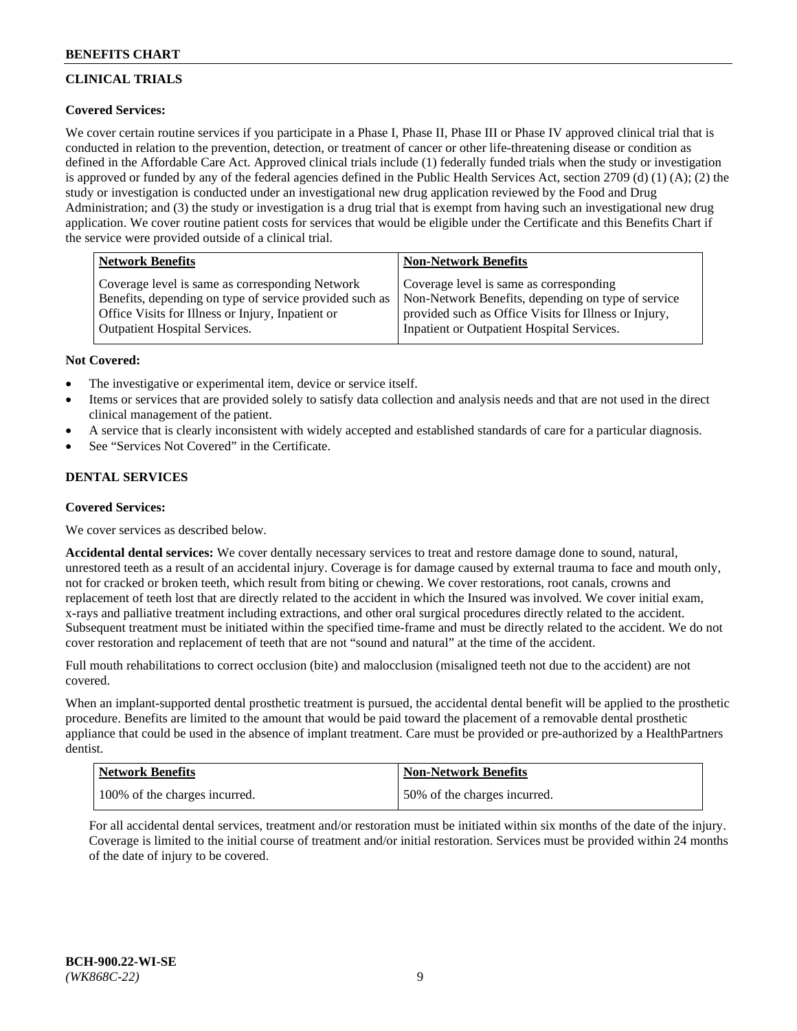## CLINICAL TRIALS

### Covered Services:

We cover certain routine services if you participate in a Phase I, Phase II, Phase III or Phase IV approved clinical trial that is conducted in relation to the prevention, detection, or treatment of cancer or other life-threatening disease or condition as defined in the Affordable Care Act. Approved clinical trials include (1) federally funded trials when the study or investigation is approved or funded by any of the federal agencies defined in the Public Health Services Act, section 2709 (d) (1) (A); (2) the study or investigation is conducted under an investigational new drug application reviewed by the Food and Drug Administration; and (3) the study or investigation is a drug trial that is exempt from having such an investigational new drug application. We cover routine patient costs for services that would be eligible under the Certificate and this Benefits Chart if the service were provided outside of a clinical trial.

| Network Benefits | Non-Network Benefits |
| --- | --- |
| Coverage level is same as corresponding Network Benefits, depending on type of service provided such as Office Visits for Illness or Injury, Inpatient or Outpatient Hospital Services. | Coverage level is same as corresponding Non-Network Benefits, depending on type of service provided such as Office Visits for Illness or Injury, Inpatient or Outpatient Hospital Services. |

### Not Covered:

- The investigative or experimental item, device or service itself.
- Items or services that are provided solely to satisfy data collection and analysis needs and that are not used in the direct clinical management of the patient.
- A service that is clearly inconsistent with widely accepted and established standards of care for a particular diagnosis.
- See "Services Not Covered" in the Certificate.

## DENTAL SERVICES

### Covered Services:

We cover services as described below.

**Accidental dental services:** We cover dentally necessary services to treat and restore damage done to sound, natural, unrestored teeth as a result of an accidental injury. Coverage is for damage caused by external trauma to face and mouth only, not for cracked or broken teeth, which result from biting or chewing. We cover restorations, root canals, crowns and replacement of teeth lost that are directly related to the accident in which the Insured was involved. We cover initial exam, x-rays and palliative treatment including extractions, and other oral surgical procedures directly related to the accident. Subsequent treatment must be initiated within the specified time-frame and must be directly related to the accident. We do not cover restoration and replacement of teeth that are not "sound and natural" at the time of the accident.

Full mouth rehabilitations to correct occlusion (bite) and malocclusion (misaligned teeth not due to the accident) are not covered.

When an implant-supported dental prosthetic treatment is pursued, the accidental dental benefit will be applied to the prosthetic procedure. Benefits are limited to the amount that would be paid toward the placement of a removable dental prosthetic appliance that could be used in the absence of implant treatment. Care must be provided or pre-authorized by a HealthPartners dentist.

| Network Benefits | Non-Network Benefits |
| --- | --- |
| 100% of the charges incurred. | 50% of the charges incurred. |

For all accidental dental services, treatment and/or restoration must be initiated within six months of the date of the injury. Coverage is limited to the initial course of treatment and/or initial restoration. Services must be provided within 24 months of the date of injury to be covered.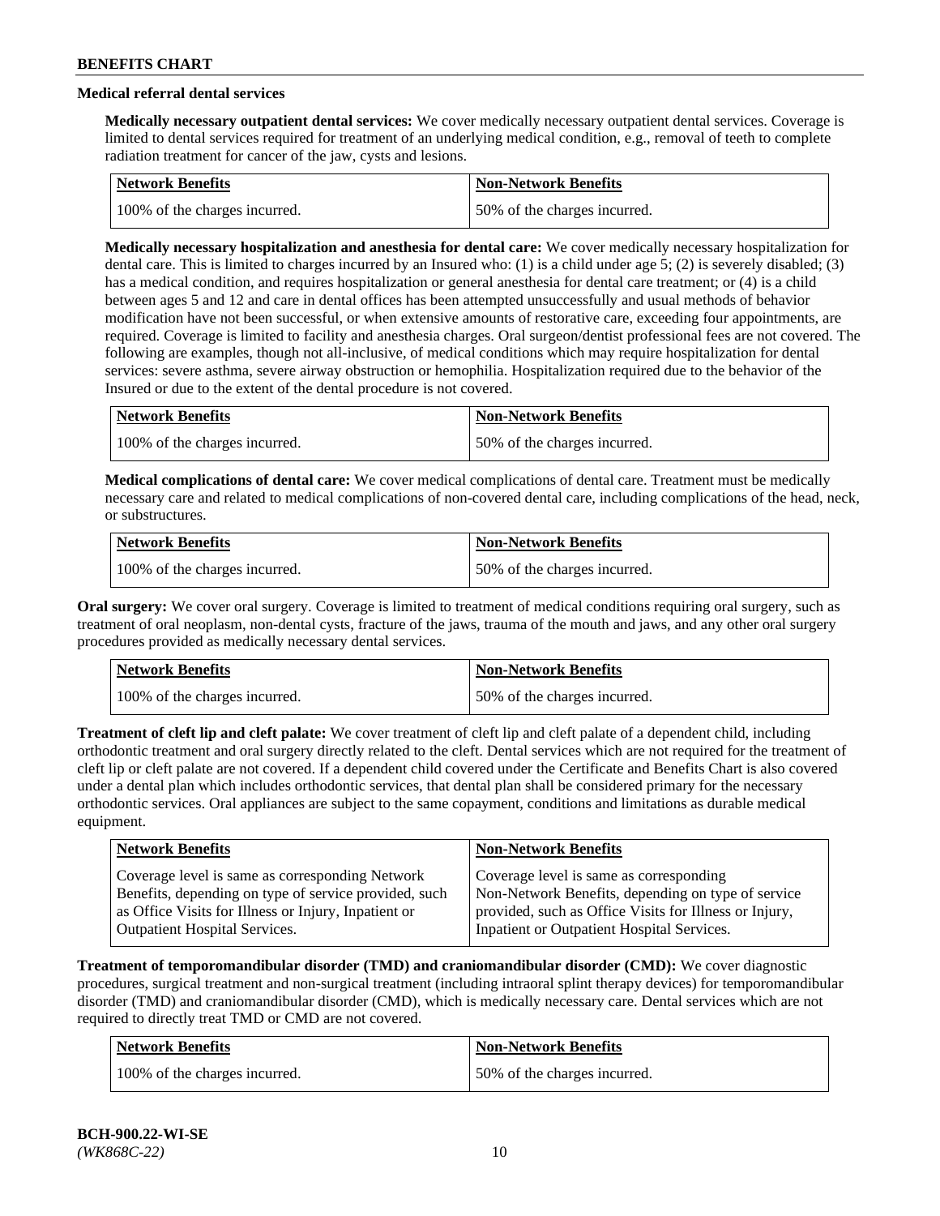### Medical referral dental services

**Medically necessary outpatient dental services:** We cover medically necessary outpatient dental services. Coverage is limited to dental services required for treatment of an underlying medical condition, e.g., removal of teeth to complete radiation treatment for cancer of the jaw, cysts and lesions.

| Network Benefits | Non-Network Benefits |
|---|---|
| 100% of the charges incurred. | 50% of the charges incurred. |

**Medically necessary hospitalization and anesthesia for dental care:** We cover medically necessary hospitalization for dental care. This is limited to charges incurred by an Insured who: (1) is a child under age 5; (2) is severely disabled; (3) has a medical condition, and requires hospitalization or general anesthesia for dental care treatment; or (4) is a child between ages 5 and 12 and care in dental offices has been attempted unsuccessfully and usual methods of behavior modification have not been successful, or when extensive amounts of restorative care, exceeding four appointments, are required. Coverage is limited to facility and anesthesia charges. Oral surgeon/dentist professional fees are not covered. The following are examples, though not all-inclusive, of medical conditions which may require hospitalization for dental services: severe asthma, severe airway obstruction or hemophilia. Hospitalization required due to the behavior of the Insured or due to the extent of the dental procedure is not covered.

| Network Benefits | Non-Network Benefits |
|---|---|
| 100% of the charges incurred. | 50% of the charges incurred. |

**Medical complications of dental care:** We cover medical complications of dental care. Treatment must be medically necessary care and related to medical complications of non-covered dental care, including complications of the head, neck, or substructures.

| Network Benefits | Non-Network Benefits |
|---|---|
| 100% of the charges incurred. | 50% of the charges incurred. |

**Oral surgery:** We cover oral surgery. Coverage is limited to treatment of medical conditions requiring oral surgery, such as treatment of oral neoplasm, non-dental cysts, fracture of the jaws, trauma of the mouth and jaws, and any other oral surgery procedures provided as medically necessary dental services.

| Network Benefits | Non-Network Benefits |
|---|---|
| 100% of the charges incurred. | 50% of the charges incurred. |

**Treatment of cleft lip and cleft palate:** We cover treatment of cleft lip and cleft palate of a dependent child, including orthodontic treatment and oral surgery directly related to the cleft. Dental services which are not required for the treatment of cleft lip or cleft palate are not covered. If a dependent child covered under the Certificate and Benefits Chart is also covered under a dental plan which includes orthodontic services, that dental plan shall be considered primary for the necessary orthodontic services. Oral appliances are subject to the same copayment, conditions and limitations as durable medical equipment.

| Network Benefits | Non-Network Benefits |
|---|---|
| Coverage level is same as corresponding Network Benefits, depending on type of service provided, such as Office Visits for Illness or Injury, Inpatient or Outpatient Hospital Services. | Coverage level is same as corresponding Non-Network Benefits, depending on type of service provided, such as Office Visits for Illness or Injury, Inpatient or Outpatient Hospital Services. |

**Treatment of temporomandibular disorder (TMD) and craniomandibular disorder (CMD):** We cover diagnostic procedures, surgical treatment and non-surgical treatment (including intraoral splint therapy devices) for temporomandibular disorder (TMD) and craniomandibular disorder (CMD), which is medically necessary care. Dental services which are not required to directly treat TMD or CMD are not covered.

| Network Benefits | Non-Network Benefits |
|---|---|
| 100% of the charges incurred. | 50% of the charges incurred. |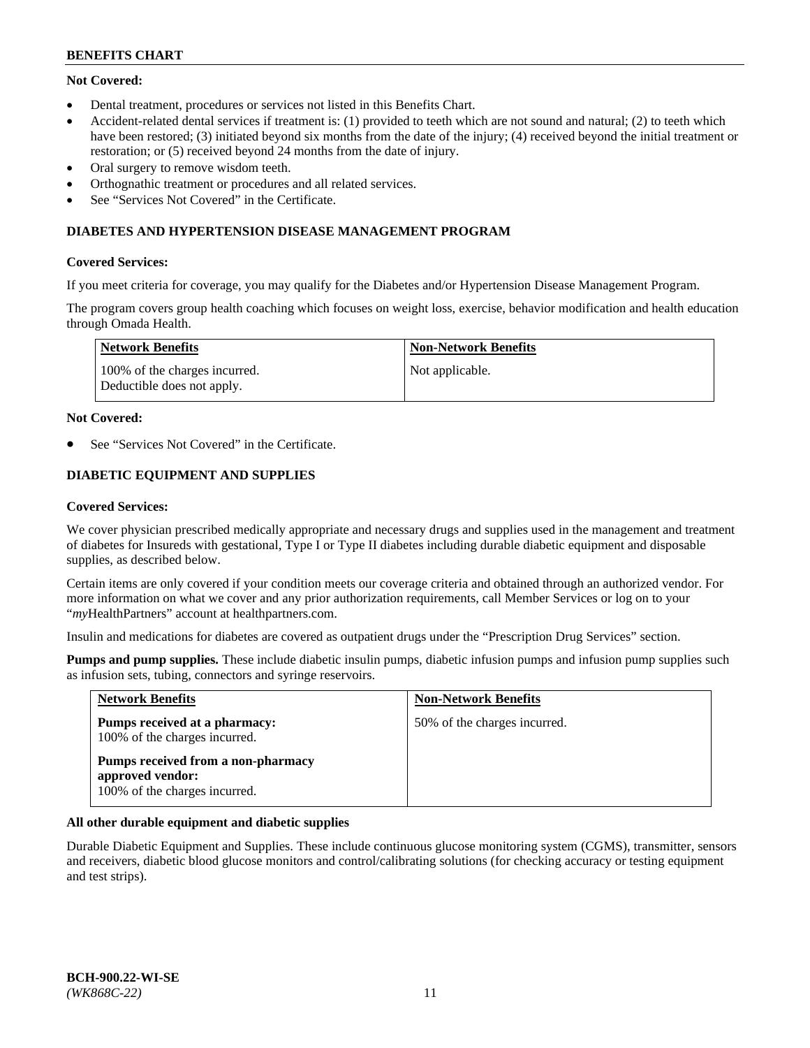**Not Covered:**

- Dental treatment, procedures or services not listed in this Benefits Chart.
- Accident-related dental services if treatment is: (1) provided to teeth which are not sound and natural; (2) to teeth which have been restored; (3) initiated beyond six months from the date of the injury; (4) received beyond the initial treatment or restoration; or (5) received beyond 24 months from the date of injury.
- Oral surgery to remove wisdom teeth.
- Orthognathic treatment or procedures and all related services.
- See "Services Not Covered" in the Certificate.

## DIABETES AND HYPERTENSION DISEASE MANAGEMENT PROGRAM

**Covered Services:**

If you meet criteria for coverage, you may qualify for the Diabetes and/or Hypertension Disease Management Program.

The program covers group health coaching which focuses on weight loss, exercise, behavior modification and health education through Omada Health.

| Network Benefits | Non-Network Benefits |
|---|---|
| 100% of the charges incurred.<br>Deductible does not apply. | Not applicable. |

**Not Covered:**

- See "Services Not Covered" in the Certificate.

## DIABETIC EQUIPMENT AND SUPPLIES

**Covered Services:**

We cover physician prescribed medically appropriate and necessary drugs and supplies used in the management and treatment of diabetes for Insureds with gestational, Type I or Type II diabetes including durable diabetic equipment and disposable supplies, as described below.

Certain items are only covered if your condition meets our coverage criteria and obtained through an authorized vendor. For more information on what we cover and any prior authorization requirements, call Member Services or log on to your "*my*HealthPartners" account at healthpartners.com.

Insulin and medications for diabetes are covered as outpatient drugs under the "Prescription Drug Services" section.

**Pumps and pump supplies.** These include diabetic insulin pumps, diabetic infusion pumps and infusion pump supplies such as infusion sets, tubing, connectors and syringe reservoirs.

| Network Benefits | Non-Network Benefits |
|---|---|
| **Pumps received at a pharmacy:**<br>100% of the charges incurred.<br><br>**Pumps received from a non-pharmacy approved vendor:**<br>100% of the charges incurred. | 50% of the charges incurred. |

**All other durable equipment and diabetic supplies**

Durable Diabetic Equipment and Supplies. These include continuous glucose monitoring system (CGMS), transmitter, sensors and receivers, diabetic blood glucose monitors and control/calibrating solutions (for checking accuracy or testing equipment and test strips).

**BCH-900.22-WI-SE**
*(WK868C-22)*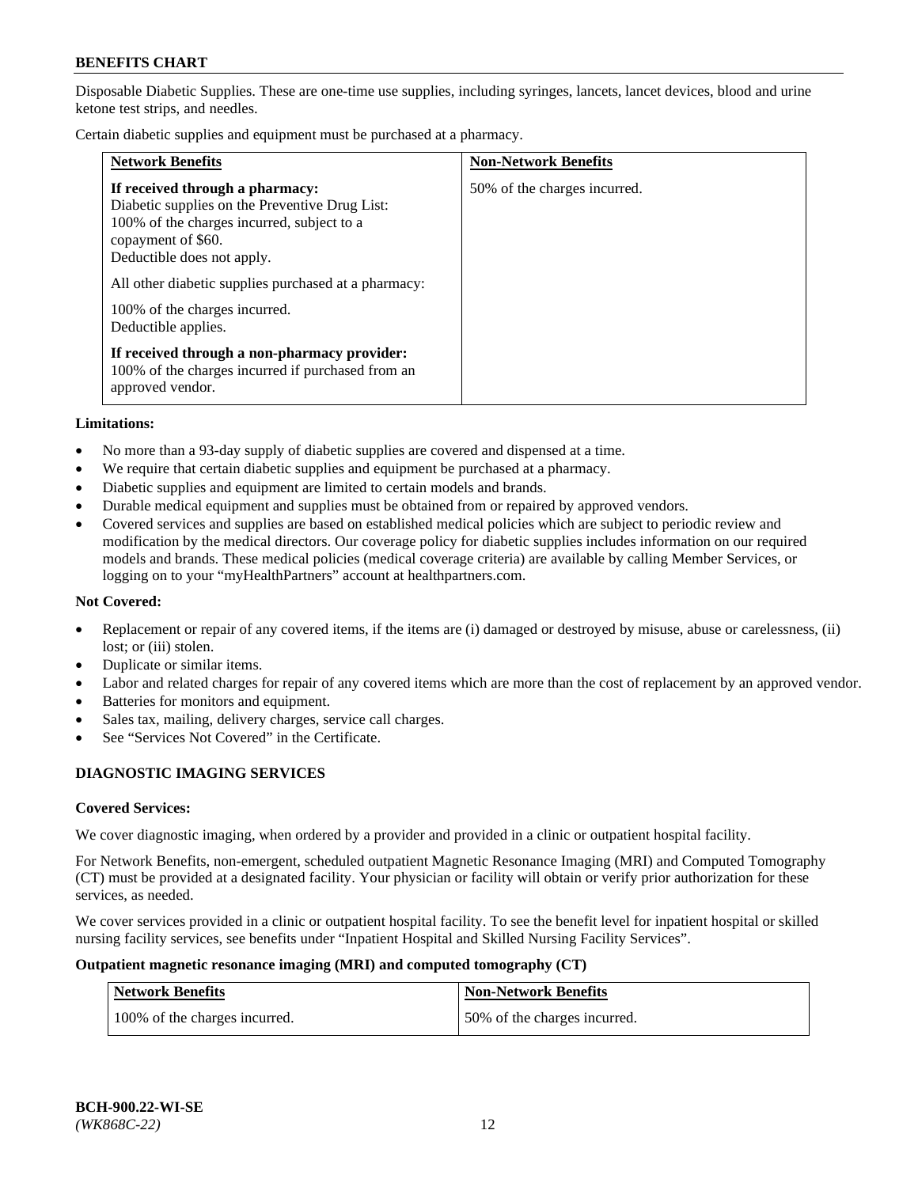Disposable Diabetic Supplies. These are one-time use supplies, including syringes, lancets, lancet devices, blood and urine ketone test strips, and needles.

Certain diabetic supplies and equipment must be purchased at a pharmacy.

| Network Benefits | Non-Network Benefits |
|---|---|
| **If received through a pharmacy:**<br>Diabetic supplies on the Preventive Drug List: 100% of the charges incurred, subject to a copayment of $60.<br>Deductible does not apply.<br><br>All other diabetic supplies purchased at a pharmacy:<br><br>100% of the charges incurred.<br>Deductible applies.<br><br>**If received through a non-pharmacy provider:**<br>100% of the charges incurred if purchased from an approved vendor. | 50% of the charges incurred. |

**Limitations:**

- No more than a 93-day supply of diabetic supplies are covered and dispensed at a time.
- We require that certain diabetic supplies and equipment be purchased at a pharmacy.
- Diabetic supplies and equipment are limited to certain models and brands.
- Durable medical equipment and supplies must be obtained from or repaired by approved vendors.
- Covered services and supplies are based on established medical policies which are subject to periodic review and modification by the medical directors. Our coverage policy for diabetic supplies includes information on our required models and brands. These medical policies (medical coverage criteria) are available by calling Member Services, or logging on to your "myHealthPartners" account at healthpartners.com.

**Not Covered:**

- Replacement or repair of any covered items, if the items are (i) damaged or destroyed by misuse, abuse or carelessness, (ii) lost; or (iii) stolen.
- Duplicate or similar items.
- Labor and related charges for repair of any covered items which are more than the cost of replacement by an approved vendor.
- Batteries for monitors and equipment.
- Sales tax, mailing, delivery charges, service call charges.
- See "Services Not Covered" in the Certificate.

## DIAGNOSTIC IMAGING SERVICES

**Covered Services:**

We cover diagnostic imaging, when ordered by a provider and provided in a clinic or outpatient hospital facility.

For Network Benefits, non-emergent, scheduled outpatient Magnetic Resonance Imaging (MRI) and Computed Tomography (CT) must be provided at a designated facility. Your physician or facility will obtain or verify prior authorization for these services, as needed.

We cover services provided in a clinic or outpatient hospital facility. To see the benefit level for inpatient hospital or skilled nursing facility services, see benefits under "Inpatient Hospital and Skilled Nursing Facility Services".

**Outpatient magnetic resonance imaging (MRI) and computed tomography (CT)**

| Network Benefits | Non-Network Benefits |
|---|---|
| 100% of the charges incurred. | 50% of the charges incurred. |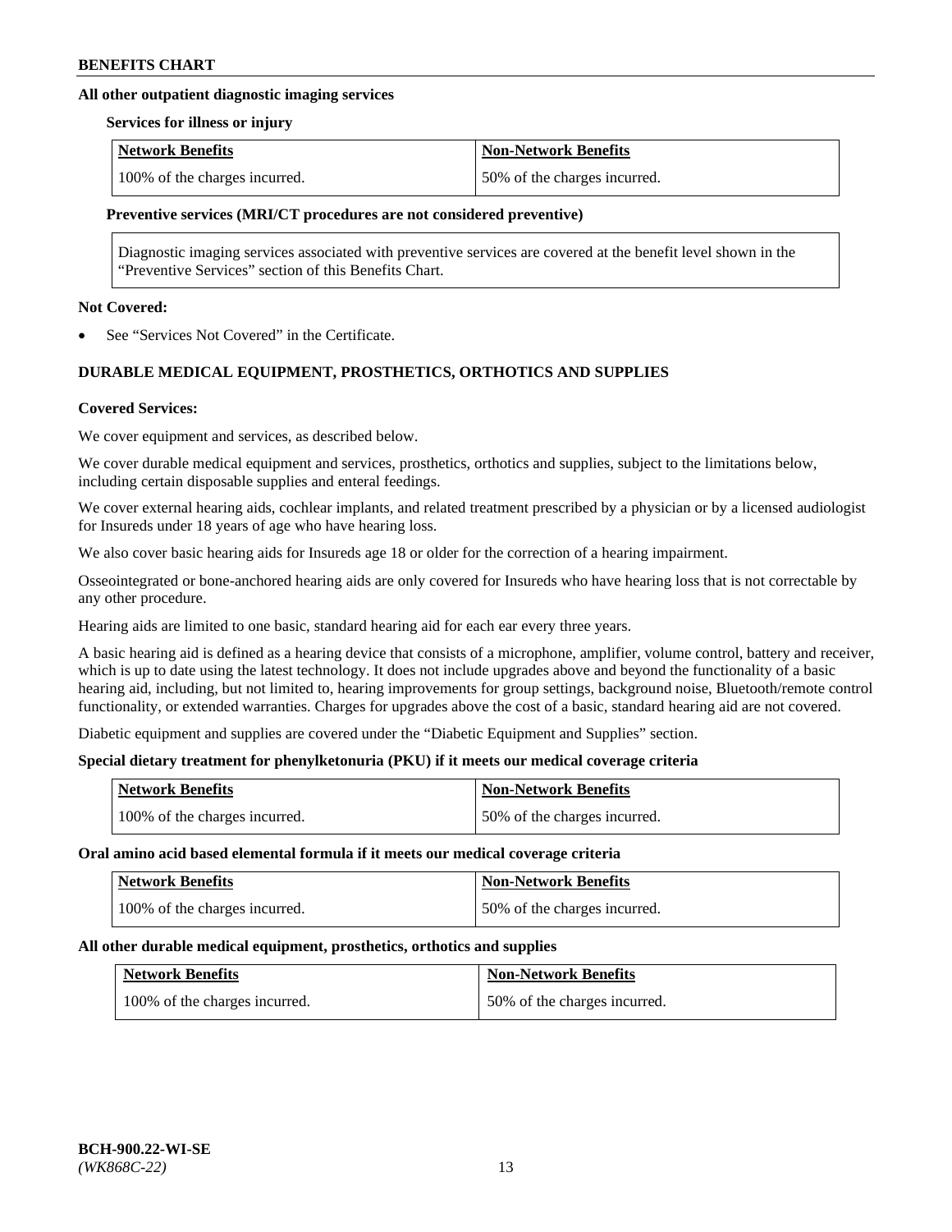**All other outpatient diagnostic imaging services**

**Services for illness or injury**

| Network Benefits | Non-Network Benefits |
| --- | --- |
| 100% of the charges incurred. | 50% of the charges incurred. |

**Preventive services (MRI/CT procedures are not considered preventive)**

Diagnostic imaging services associated with preventive services are covered at the benefit level shown in the "Preventive Services" section of this Benefits Chart.

**Not Covered:**

- See "Services Not Covered" in the Certificate.

**DURABLE MEDICAL EQUIPMENT, PROSTHETICS, ORTHOTICS AND SUPPLIES**

**Covered Services:**

We cover equipment and services, as described below.

We cover durable medical equipment and services, prosthetics, orthotics and supplies, subject to the limitations below, including certain disposable supplies and enteral feedings.

We cover external hearing aids, cochlear implants, and related treatment prescribed by a physician or by a licensed audiologist for Insureds under 18 years of age who have hearing loss.

We also cover basic hearing aids for Insureds age 18 or older for the correction of a hearing impairment.

Osseointegrated or bone-anchored hearing aids are only covered for Insureds who have hearing loss that is not correctable by any other procedure.

Hearing aids are limited to one basic, standard hearing aid for each ear every three years.

A basic hearing aid is defined as a hearing device that consists of a microphone, amplifier, volume control, battery and receiver, which is up to date using the latest technology. It does not include upgrades above and beyond the functionality of a basic hearing aid, including, but not limited to, hearing improvements for group settings, background noise, Bluetooth/remote control functionality, or extended warranties. Charges for upgrades above the cost of a basic, standard hearing aid are not covered.

Diabetic equipment and supplies are covered under the "Diabetic Equipment and Supplies" section.

**Special dietary treatment for phenylketonuria (PKU) if it meets our medical coverage criteria**

| Network Benefits | Non-Network Benefits |
| --- | --- |
| 100% of the charges incurred. | 50% of the charges incurred. |

**Oral amino acid based elemental formula if it meets our medical coverage criteria**

| Network Benefits | Non-Network Benefits |
| --- | --- |
| 100% of the charges incurred. | 50% of the charges incurred. |

**All other durable medical equipment, prosthetics, orthotics and supplies**

| Network Benefits | Non-Network Benefits |
| --- | --- |
| 100% of the charges incurred. | 50% of the charges incurred. |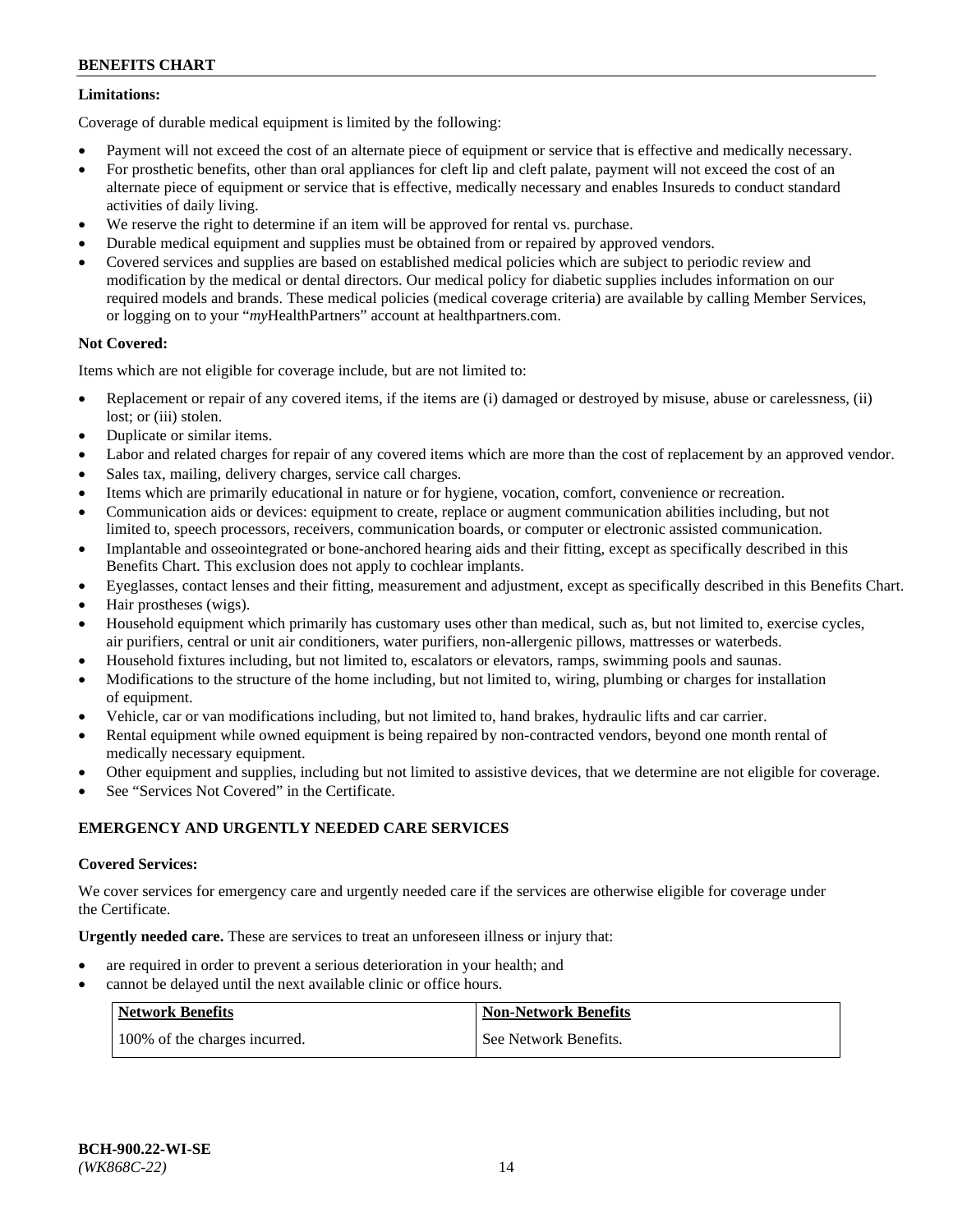**Limitations:**

Coverage of durable medical equipment is limited by the following:

- Payment will not exceed the cost of an alternate piece of equipment or service that is effective and medically necessary.
- For prosthetic benefits, other than oral appliances for cleft lip and cleft palate, payment will not exceed the cost of an alternate piece of equipment or service that is effective, medically necessary and enables Insureds to conduct standard activities of daily living.
- We reserve the right to determine if an item will be approved for rental vs. purchase.
- Durable medical equipment and supplies must be obtained from or repaired by approved vendors.
- Covered services and supplies are based on established medical policies which are subject to periodic review and modification by the medical or dental directors. Our medical policy for diabetic supplies includes information on our required models and brands. These medical policies (medical coverage criteria) are available by calling Member Services, or logging on to your "*my*HealthPartners" account at healthpartners.com.

**Not Covered:**

Items which are not eligible for coverage include, but are not limited to:

- Replacement or repair of any covered items, if the items are (i) damaged or destroyed by misuse, abuse or carelessness, (ii) lost; or (iii) stolen.
- Duplicate or similar items.
- Labor and related charges for repair of any covered items which are more than the cost of replacement by an approved vendor.
- Sales tax, mailing, delivery charges, service call charges.
- Items which are primarily educational in nature or for hygiene, vocation, comfort, convenience or recreation.
- Communication aids or devices: equipment to create, replace or augment communication abilities including, but not limited to, speech processors, receivers, communication boards, or computer or electronic assisted communication.
- Implantable and osseointegrated or bone-anchored hearing aids and their fitting, except as specifically described in this Benefits Chart. This exclusion does not apply to cochlear implants.
- Eyeglasses, contact lenses and their fitting, measurement and adjustment, except as specifically described in this Benefits Chart.
- Hair prostheses (wigs).
- Household equipment which primarily has customary uses other than medical, such as, but not limited to, exercise cycles, air purifiers, central or unit air conditioners, water purifiers, non-allergenic pillows, mattresses or waterbeds.
- Household fixtures including, but not limited to, escalators or elevators, ramps, swimming pools and saunas.
- Modifications to the structure of the home including, but not limited to, wiring, plumbing or charges for installation of equipment.
- Vehicle, car or van modifications including, but not limited to, hand brakes, hydraulic lifts and car carrier.
- Rental equipment while owned equipment is being repaired by non-contracted vendors, beyond one month rental of medically necessary equipment.
- Other equipment and supplies, including but not limited to assistive devices, that we determine are not eligible for coverage.
- See "Services Not Covered" in the Certificate.

## EMERGENCY AND URGENTLY NEEDED CARE SERVICES

**Covered Services:**

We cover services for emergency care and urgently needed care if the services are otherwise eligible for coverage under the Certificate.

**Urgently needed care.** These are services to treat an unforeseen illness or injury that:

- are required in order to prevent a serious deterioration in your health; and
- cannot be delayed until the next available clinic or office hours.

| Network Benefits | Non-Network Benefits |
| --- | --- |
| 100% of the charges incurred. | See Network Benefits. |

BCH-900.22-WI-SE
*(WK868C-22)*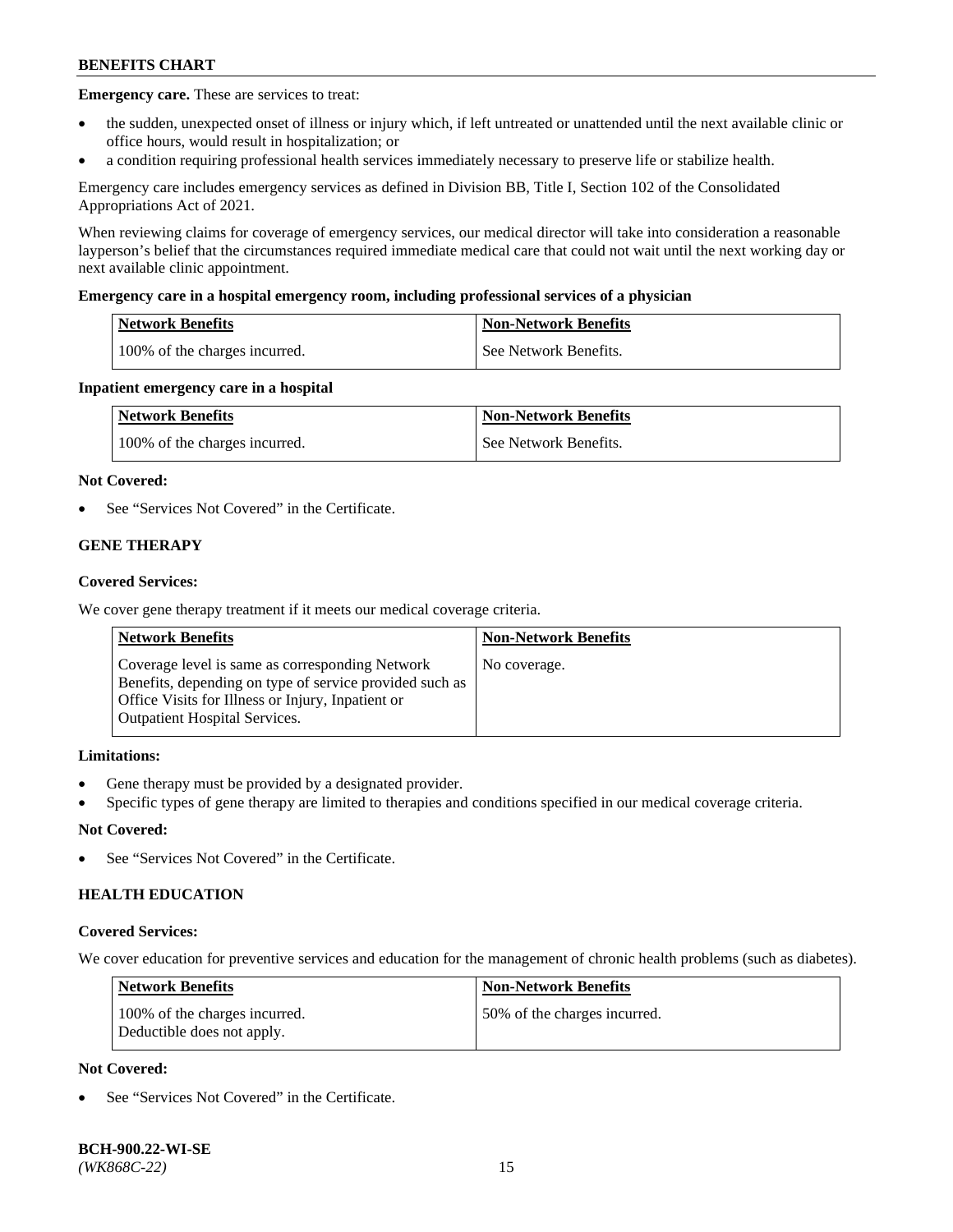**Emergency care.** These are services to treat:

- the sudden, unexpected onset of illness or injury which, if left untreated or unattended until the next available clinic or office hours, would result in hospitalization; or
- a condition requiring professional health services immediately necessary to preserve life or stabilize health.

Emergency care includes emergency services as defined in Division BB, Title I, Section 102 of the Consolidated Appropriations Act of 2021.

When reviewing claims for coverage of emergency services, our medical director will take into consideration a reasonable layperson's belief that the circumstances required immediate medical care that could not wait until the next working day or next available clinic appointment.

**Emergency care in a hospital emergency room, including professional services of a physician**

| Network Benefits | Non-Network Benefits |
|---|---|
| 100% of the charges incurred. | See Network Benefits. |

**Inpatient emergency care in a hospital**

| Network Benefits | Non-Network Benefits |
|---|---|
| 100% of the charges incurred. | See Network Benefits. |

**Not Covered:**

- See "Services Not Covered" in the Certificate.

## GENE THERAPY

**Covered Services:**

We cover gene therapy treatment if it meets our medical coverage criteria.

| Network Benefits | Non-Network Benefits |
|---|---|
| Coverage level is same as corresponding Network Benefits, depending on type of service provided such as Office Visits for Illness or Injury, Inpatient or Outpatient Hospital Services. | No coverage. |

**Limitations:**

- Gene therapy must be provided by a designated provider.
- Specific types of gene therapy are limited to therapies and conditions specified in our medical coverage criteria.

**Not Covered:**

- See "Services Not Covered" in the Certificate.

## HEALTH EDUCATION

**Covered Services:**

We cover education for preventive services and education for the management of chronic health problems (such as diabetes).

| Network Benefits | Non-Network Benefits |
|---|---|
| 100% of the charges incurred. Deductible does not apply. | 50% of the charges incurred. |

**Not Covered:**

- See "Services Not Covered" in the Certificate.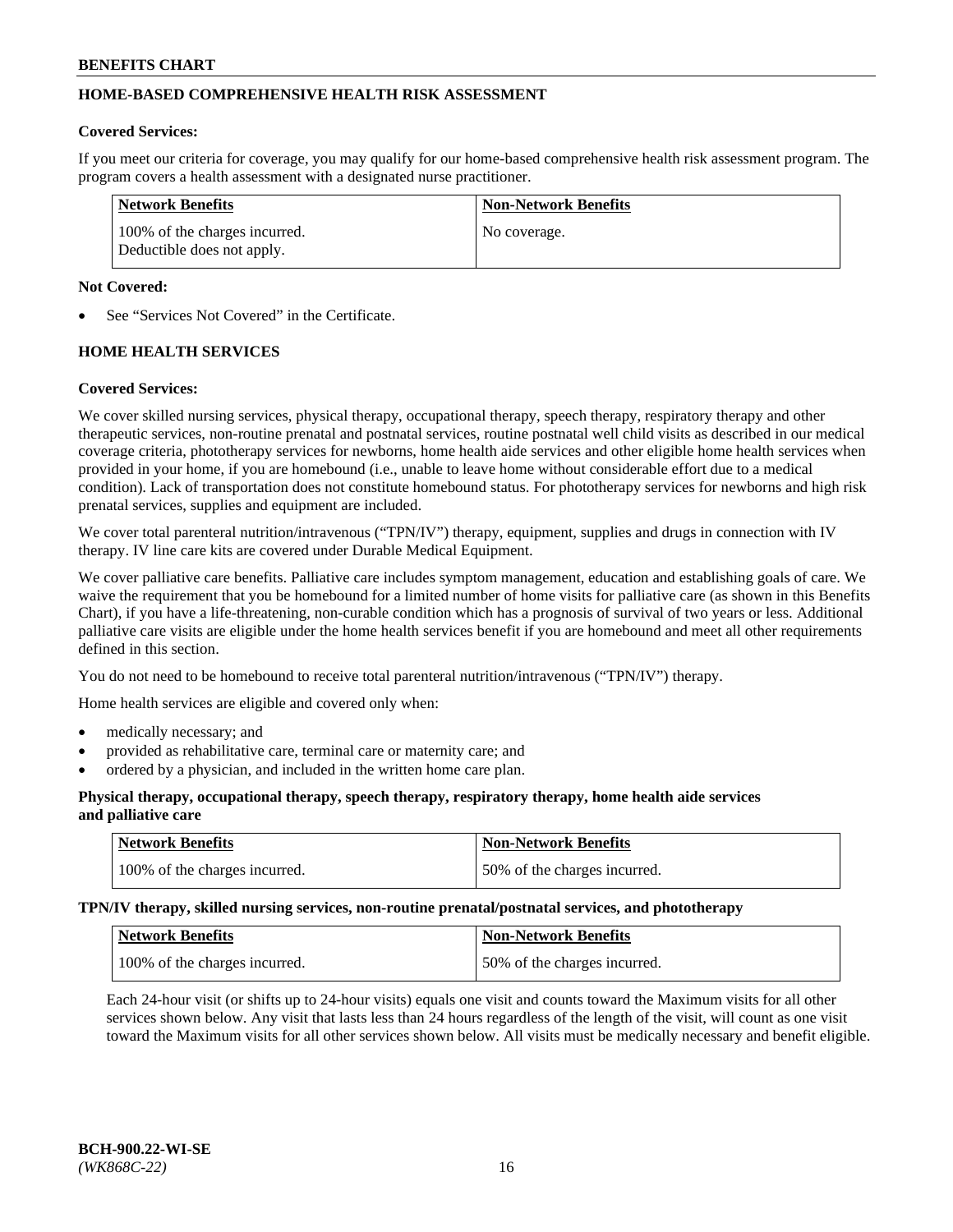## HOME-BASED COMPREHENSIVE HEALTH RISK ASSESSMENT

**Covered Services:**

If you meet our criteria for coverage, you may qualify for our home-based comprehensive health risk assessment program. The program covers a health assessment with a designated nurse practitioner.

| Network Benefits | Non-Network Benefits |
|---|---|
| 100% of the charges incurred. Deductible does not apply. | No coverage. |

**Not Covered:**

- See "Services Not Covered" in the Certificate.

## HOME HEALTH SERVICES

**Covered Services:**

We cover skilled nursing services, physical therapy, occupational therapy, speech therapy, respiratory therapy and other therapeutic services, non-routine prenatal and postnatal services, routine postnatal well child visits as described in our medical coverage criteria, phototherapy services for newborns, home health aide services and other eligible home health services when provided in your home, if you are homebound (i.e., unable to leave home without considerable effort due to a medical condition). Lack of transportation does not constitute homebound status. For phototherapy services for newborns and high risk prenatal services, supplies and equipment are included.

We cover total parenteral nutrition/intravenous ("TPN/IV") therapy, equipment, supplies and drugs in connection with IV therapy. IV line care kits are covered under Durable Medical Equipment.

We cover palliative care benefits. Palliative care includes symptom management, education and establishing goals of care. We waive the requirement that you be homebound for a limited number of home visits for palliative care (as shown in this Benefits Chart), if you have a life-threatening, non-curable condition which has a prognosis of survival of two years or less. Additional palliative care visits are eligible under the home health services benefit if you are homebound and meet all other requirements defined in this section.

You do not need to be homebound to receive total parenteral nutrition/intravenous ("TPN/IV") therapy.

Home health services are eligible and covered only when:

- medically necessary; and
- provided as rehabilitative care, terminal care or maternity care; and
- ordered by a physician, and included in the written home care plan.

**Physical therapy, occupational therapy, speech therapy, respiratory therapy, home health aide services and palliative care**

| Network Benefits | Non-Network Benefits |
|---|---|
| 100% of the charges incurred. | 50% of the charges incurred. |

**TPN/IV therapy, skilled nursing services, non-routine prenatal/postnatal services, and phototherapy**

| Network Benefits | Non-Network Benefits |
|---|---|
| 100% of the charges incurred. | 50% of the charges incurred. |

Each 24-hour visit (or shifts up to 24-hour visits) equals one visit and counts toward the Maximum visits for all other services shown below. Any visit that lasts less than 24 hours regardless of the length of the visit, will count as one visit toward the Maximum visits for all other services shown below. All visits must be medically necessary and benefit eligible.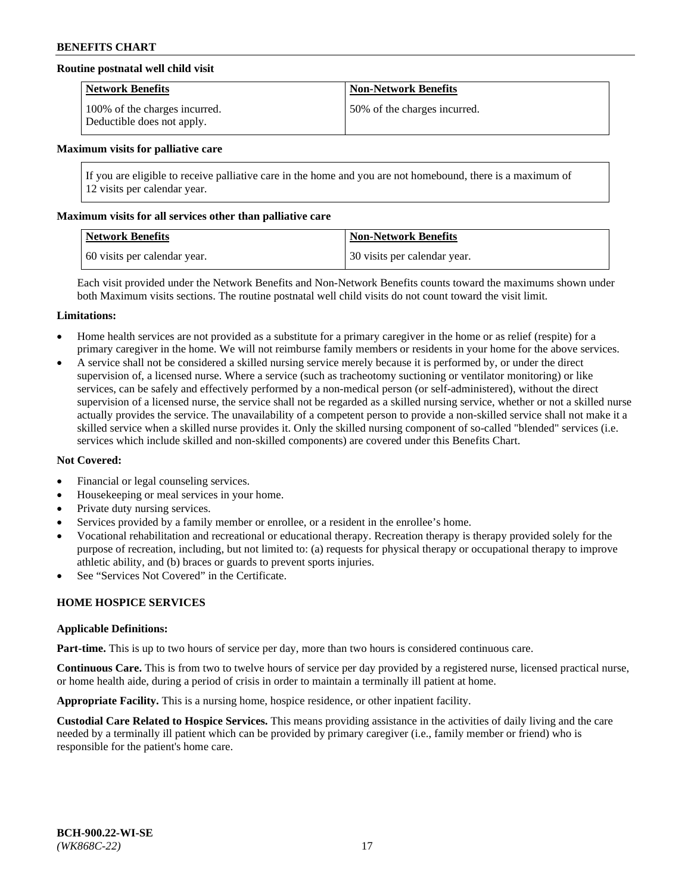**Routine postnatal well child visit**

| Network Benefits | Non-Network Benefits |
|---|---|
| 100% of the charges incurred. Deductible does not apply. | 50% of the charges incurred. |

**Maximum visits for palliative care**

| If you are eligible to receive palliative care in the home and you are not homebound, there is a maximum of 12 visits per calendar year. |
|---|

**Maximum visits for all services other than palliative care**

| Network Benefits | Non-Network Benefits |
|---|---|
| 60 visits per calendar year. | 30 visits per calendar year. |

Each visit provided under the Network Benefits and Non-Network Benefits counts toward the maximums shown under both Maximum visits sections. The routine postnatal well child visits do not count toward the visit limit.

**Limitations:**

- Home health services are not provided as a substitute for a primary caregiver in the home or as relief (respite) for a primary caregiver in the home. We will not reimburse family members or residents in your home for the above services.
- A service shall not be considered a skilled nursing service merely because it is performed by, or under the direct supervision of, a licensed nurse. Where a service (such as tracheotomy suctioning or ventilator monitoring) or like services, can be safely and effectively performed by a non-medical person (or self-administered), without the direct supervision of a licensed nurse, the service shall not be regarded as a skilled nursing service, whether or not a skilled nurse actually provides the service. The unavailability of a competent person to provide a non-skilled service shall not make it a skilled service when a skilled nurse provides it. Only the skilled nursing component of so-called "blended" services (i.e. services which include skilled and non-skilled components) are covered under this Benefits Chart.

**Not Covered:**

- Financial or legal counseling services.
- Housekeeping or meal services in your home.
- Private duty nursing services.
- Services provided by a family member or enrollee, or a resident in the enrollee's home.
- Vocational rehabilitation and recreational or educational therapy. Recreation therapy is therapy provided solely for the purpose of recreation, including, but not limited to: (a) requests for physical therapy or occupational therapy to improve athletic ability, and (b) braces or guards to prevent sports injuries.
- See "Services Not Covered" in the Certificate.

## HOME HOSPICE SERVICES

**Applicable Definitions:**

**Part-time.** This is up to two hours of service per day, more than two hours is considered continuous care.

**Continuous Care.** This is from two to twelve hours of service per day provided by a registered nurse, licensed practical nurse, or home health aide, during a period of crisis in order to maintain a terminally ill patient at home.

**Appropriate Facility.** This is a nursing home, hospice residence, or other inpatient facility.

**Custodial Care Related to Hospice Services.** This means providing assistance in the activities of daily living and the care needed by a terminally ill patient which can be provided by primary caregiver (i.e., family member or friend) who is responsible for the patient's home care.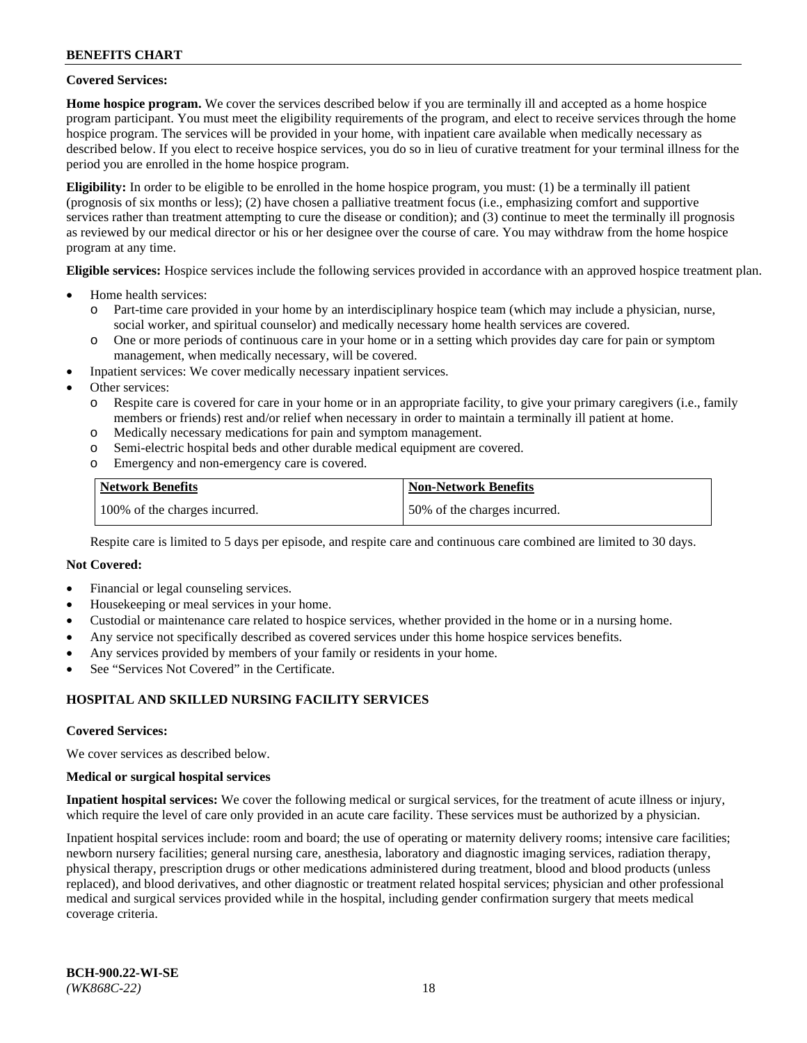**Covered Services:**

**Home hospice program.** We cover the services described below if you are terminally ill and accepted as a home hospice program participant. You must meet the eligibility requirements of the program, and elect to receive services through the home hospice program. The services will be provided in your home, with inpatient care available when medically necessary as described below. If you elect to receive hospice services, you do so in lieu of curative treatment for your terminal illness for the period you are enrolled in the home hospice program.

**Eligibility:** In order to be eligible to be enrolled in the home hospice program, you must: (1) be a terminally ill patient (prognosis of six months or less); (2) have chosen a palliative treatment focus (i.e., emphasizing comfort and supportive services rather than treatment attempting to cure the disease or condition); and (3) continue to meet the terminally ill prognosis as reviewed by our medical director or his or her designee over the course of care. You may withdraw from the home hospice program at any time.

**Eligible services:** Hospice services include the following services provided in accordance with an approved hospice treatment plan.

- Home health services:
  - Part-time care provided in your home by an interdisciplinary hospice team (which may include a physician, nurse, social worker, and spiritual counselor) and medically necessary home health services are covered.
  - One or more periods of continuous care in your home or in a setting which provides day care for pain or symptom management, when medically necessary, will be covered.
- Inpatient services: We cover medically necessary inpatient services.
- Other services:
  - Respite care is covered for care in your home or in an appropriate facility, to give your primary caregivers (i.e., family members or friends) rest and/or relief when necessary in order to maintain a terminally ill patient at home.
  - Medically necessary medications for pain and symptom management.
  - Semi-electric hospital beds and other durable medical equipment are covered.
  - Emergency and non-emergency care is covered.

| Network Benefits | Non-Network Benefits |
|---|---|
| 100% of the charges incurred. | 50% of the charges incurred. |

Respite care is limited to 5 days per episode, and respite care and continuous care combined are limited to 30 days.

**Not Covered:**

- Financial or legal counseling services.
- Housekeeping or meal services in your home.
- Custodial or maintenance care related to hospice services, whether provided in the home or in a nursing home.
- Any service not specifically described as covered services under this home hospice services benefits.
- Any services provided by members of your family or residents in your home.
- See "Services Not Covered" in the Certificate.

## HOSPITAL AND SKILLED NURSING FACILITY SERVICES

**Covered Services:**

We cover services as described below.

**Medical or surgical hospital services**

**Inpatient hospital services:** We cover the following medical or surgical services, for the treatment of acute illness or injury, which require the level of care only provided in an acute care facility. These services must be authorized by a physician.

Inpatient hospital services include: room and board; the use of operating or maternity delivery rooms; intensive care facilities; newborn nursery facilities; general nursing care, anesthesia, laboratory and diagnostic imaging services, radiation therapy, physical therapy, prescription drugs or other medications administered during treatment, blood and blood products (unless replaced), and blood derivatives, and other diagnostic or treatment related hospital services; physician and other professional medical and surgical services provided while in the hospital, including gender confirmation surgery that meets medical coverage criteria.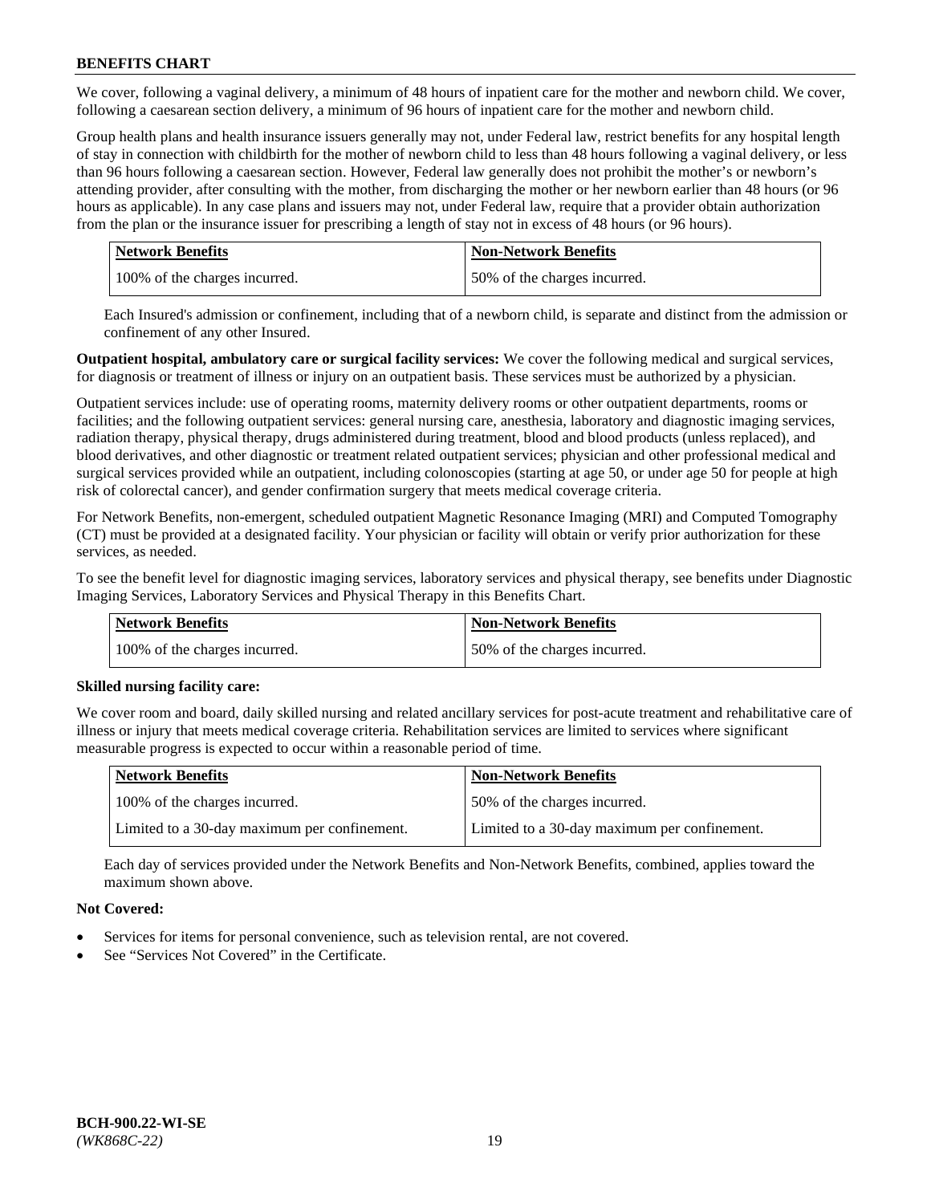We cover, following a vaginal delivery, a minimum of 48 hours of inpatient care for the mother and newborn child. We cover, following a caesarean section delivery, a minimum of 96 hours of inpatient care for the mother and newborn child.

Group health plans and health insurance issuers generally may not, under Federal law, restrict benefits for any hospital length of stay in connection with childbirth for the mother of newborn child to less than 48 hours following a vaginal delivery, or less than 96 hours following a caesarean section. However, Federal law generally does not prohibit the mother's or newborn's attending provider, after consulting with the mother, from discharging the mother or her newborn earlier than 48 hours (or 96 hours as applicable). In any case plans and issuers may not, under Federal law, require that a provider obtain authorization from the plan or the insurance issuer for prescribing a length of stay not in excess of 48 hours (or 96 hours).

| Network Benefits | Non-Network Benefits |
|---|---|
| 100% of the charges incurred. | 50% of the charges incurred. |

Each Insured's admission or confinement, including that of a newborn child, is separate and distinct from the admission or confinement of any other Insured.

**Outpatient hospital, ambulatory care or surgical facility services:** We cover the following medical and surgical services, for diagnosis or treatment of illness or injury on an outpatient basis. These services must be authorized by a physician.

Outpatient services include: use of operating rooms, maternity delivery rooms or other outpatient departments, rooms or facilities; and the following outpatient services: general nursing care, anesthesia, laboratory and diagnostic imaging services, radiation therapy, physical therapy, drugs administered during treatment, blood and blood products (unless replaced), and blood derivatives, and other diagnostic or treatment related outpatient services; physician and other professional medical and surgical services provided while an outpatient, including colonoscopies (starting at age 50, or under age 50 for people at high risk of colorectal cancer), and gender confirmation surgery that meets medical coverage criteria.

For Network Benefits, non-emergent, scheduled outpatient Magnetic Resonance Imaging (MRI) and Computed Tomography (CT) must be provided at a designated facility. Your physician or facility will obtain or verify prior authorization for these services, as needed.

To see the benefit level for diagnostic imaging services, laboratory services and physical therapy, see benefits under Diagnostic Imaging Services, Laboratory Services and Physical Therapy in this Benefits Chart.

| Network Benefits | Non-Network Benefits |
|---|---|
| 100% of the charges incurred. | 50% of the charges incurred. |

**Skilled nursing facility care:**

We cover room and board, daily skilled nursing and related ancillary services for post-acute treatment and rehabilitative care of illness or injury that meets medical coverage criteria. Rehabilitation services are limited to services where significant measurable progress is expected to occur within a reasonable period of time.

| Network Benefits | Non-Network Benefits |
|---|---|
| 100% of the charges incurred. | 50% of the charges incurred. |
| Limited to a 30-day maximum per confinement. | Limited to a 30-day maximum per confinement. |

Each day of services provided under the Network Benefits and Non-Network Benefits, combined, applies toward the maximum shown above.

**Not Covered:**

- Services for items for personal convenience, such as television rental, are not covered.
- See "Services Not Covered" in the Certificate.

**BCH-900.22-WI-SE**
*(WK868C-22)*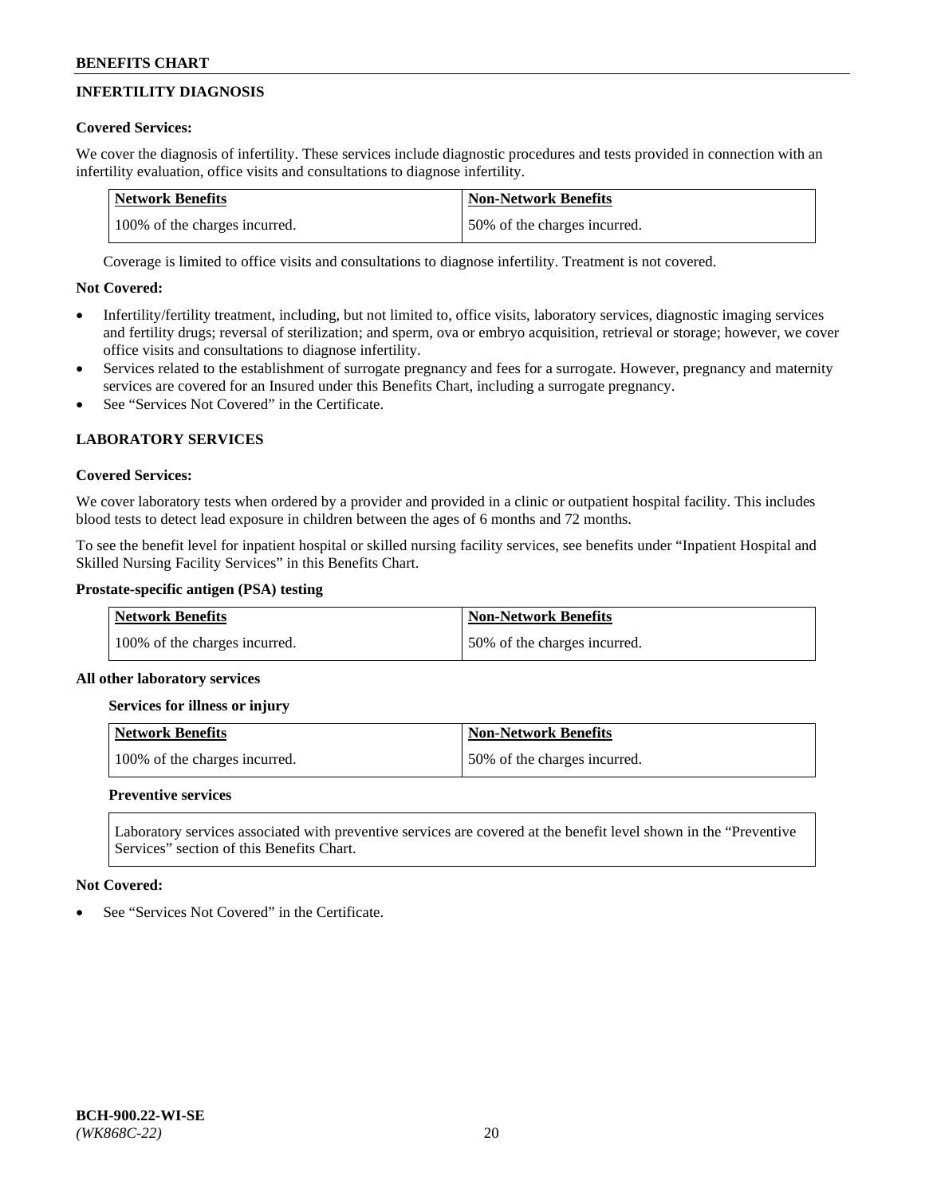## INFERTILITY DIAGNOSIS

**Covered Services:**

We cover the diagnosis of infertility. These services include diagnostic procedures and tests provided in connection with an infertility evaluation, office visits and consultations to diagnose infertility.

| Network Benefits | Non-Network Benefits |
|---|---|
| 100% of the charges incurred. | 50% of the charges incurred. |

Coverage is limited to office visits and consultations to diagnose infertility. Treatment is not covered.

**Not Covered:**

- Infertility/fertility treatment, including, but not limited to, office visits, laboratory services, diagnostic imaging services and fertility drugs; reversal of sterilization; and sperm, ova or embryo acquisition, retrieval or storage; however, we cover office visits and consultations to diagnose infertility.
- Services related to the establishment of surrogate pregnancy and fees for a surrogate. However, pregnancy and maternity services are covered for an Insured under this Benefits Chart, including a surrogate pregnancy.
- See "Services Not Covered" in the Certificate.

## LABORATORY SERVICES

**Covered Services:**

We cover laboratory tests when ordered by a provider and provided in a clinic or outpatient hospital facility. This includes blood tests to detect lead exposure in children between the ages of 6 months and 72 months.

To see the benefit level for inpatient hospital or skilled nursing facility services, see benefits under "Inpatient Hospital and Skilled Nursing Facility Services" in this Benefits Chart.

**Prostate-specific antigen (PSA) testing**

| Network Benefits | Non-Network Benefits |
|---|---|
| 100% of the charges incurred. | 50% of the charges incurred. |

**All other laboratory services**

**Services for illness or injury**

| Network Benefits | Non-Network Benefits |
|---|---|
| 100% of the charges incurred. | 50% of the charges incurred. |

**Preventive services**

Laboratory services associated with preventive services are covered at the benefit level shown in the "Preventive Services" section of this Benefits Chart.

**Not Covered:**

- See "Services Not Covered" in the Certificate.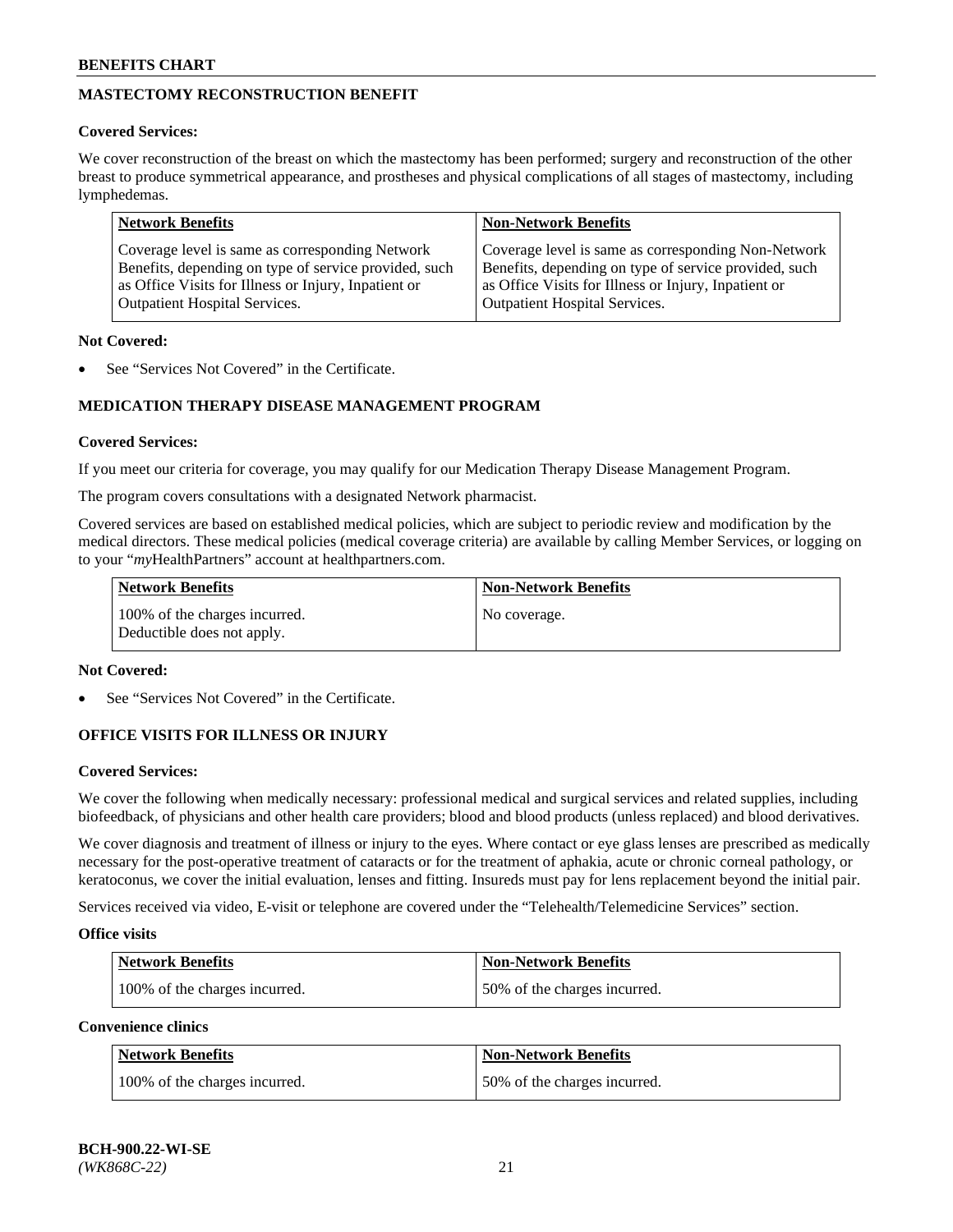## MASTECTOMY RECONSTRUCTION BENEFIT

**Covered Services:**

We cover reconstruction of the breast on which the mastectomy has been performed; surgery and reconstruction of the other breast to produce symmetrical appearance, and prostheses and physical complications of all stages of mastectomy, including lymphedemas.

| Network Benefits | Non-Network Benefits |
|---|---|
| Coverage level is same as corresponding Network Benefits, depending on type of service provided, such as Office Visits for Illness or Injury, Inpatient or Outpatient Hospital Services. | Coverage level is same as corresponding Non-Network Benefits, depending on type of service provided, such as Office Visits for Illness or Injury, Inpatient or Outpatient Hospital Services. |

**Not Covered:**

- See "Services Not Covered" in the Certificate.

## MEDICATION THERAPY DISEASE MANAGEMENT PROGRAM

**Covered Services:**

If you meet our criteria for coverage, you may qualify for our Medication Therapy Disease Management Program.

The program covers consultations with a designated Network pharmacist.

Covered services are based on established medical policies, which are subject to periodic review and modification by the medical directors. These medical policies (medical coverage criteria) are available by calling Member Services, or logging on to your "*my*HealthPartners" account at healthpartners.com.

| Network Benefits | Non-Network Benefits |
|---|---|
| 100% of the charges incurred. Deductible does not apply. | No coverage. |

**Not Covered:**

- See "Services Not Covered" in the Certificate.

## OFFICE VISITS FOR ILLNESS OR INJURY

**Covered Services:**

We cover the following when medically necessary: professional medical and surgical services and related supplies, including biofeedback, of physicians and other health care providers; blood and blood products (unless replaced) and blood derivatives.

We cover diagnosis and treatment of illness or injury to the eyes. Where contact or eye glass lenses are prescribed as medically necessary for the post-operative treatment of cataracts or for the treatment of aphakia, acute or chronic corneal pathology, or keratoconus, we cover the initial evaluation, lenses and fitting. Insureds must pay for lens replacement beyond the initial pair.

Services received via video, E-visit or telephone are covered under the "Telehealth/Telemedicine Services" section.

**Office visits**

| Network Benefits | Non-Network Benefits |
|---|---|
| 100% of the charges incurred. | 50% of the charges incurred. |

**Convenience clinics**

| Network Benefits | Non-Network Benefits |
|---|---|
| 100% of the charges incurred. | 50% of the charges incurred. |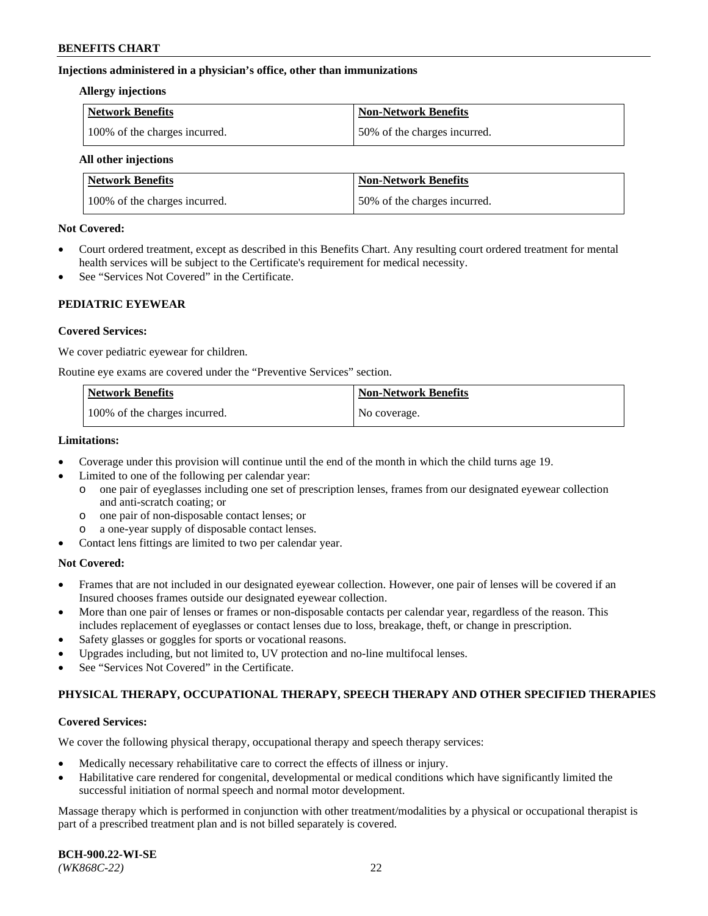**Injections administered in a physician's office, other than immunizations**

**Allergy injections**

| Network Benefits | Non-Network Benefits |
| --- | --- |
| 100% of the charges incurred. | 50% of the charges incurred. |

**All other injections**

| Network Benefits | Non-Network Benefits |
| --- | --- |
| 100% of the charges incurred. | 50% of the charges incurred. |

**Not Covered:**

- Court ordered treatment, except as described in this Benefits Chart. Any resulting court ordered treatment for mental health services will be subject to the Certificate's requirement for medical necessity.
- See "Services Not Covered" in the Certificate.

## PEDIATRIC EYEWEAR

**Covered Services:**

We cover pediatric eyewear for children.

Routine eye exams are covered under the "Preventive Services" section.

| Network Benefits | Non-Network Benefits |
| --- | --- |
| 100% of the charges incurred. | No coverage. |

**Limitations:**

- Coverage under this provision will continue until the end of the month in which the child turns age 19.
- Limited to one of the following per calendar year:
  - one pair of eyeglasses including one set of prescription lenses, frames from our designated eyewear collection and anti-scratch coating; or
  - one pair of non-disposable contact lenses; or
  - a one-year supply of disposable contact lenses.
- Contact lens fittings are limited to two per calendar year.

**Not Covered:**

- Frames that are not included in our designated eyewear collection. However, one pair of lenses will be covered if an Insured chooses frames outside our designated eyewear collection.
- More than one pair of lenses or frames or non-disposable contacts per calendar year, regardless of the reason. This includes replacement of eyeglasses or contact lenses due to loss, breakage, theft, or change in prescription.
- Safety glasses or goggles for sports or vocational reasons.
- Upgrades including, but not limited to, UV protection and no-line multifocal lenses.
- See "Services Not Covered" in the Certificate.

## PHYSICAL THERAPY, OCCUPATIONAL THERAPY, SPEECH THERAPY AND OTHER SPECIFIED THERAPIES

**Covered Services:**

We cover the following physical therapy, occupational therapy and speech therapy services:

- Medically necessary rehabilitative care to correct the effects of illness or injury.
- Habilitative care rendered for congenital, developmental or medical conditions which have significantly limited the successful initiation of normal speech and normal motor development.

Massage therapy which is performed in conjunction with other treatment/modalities by a physical or occupational therapist is part of a prescribed treatment plan and is not billed separately is covered.

**BCH-900.22-WI-SE**
*(WK868C-22)*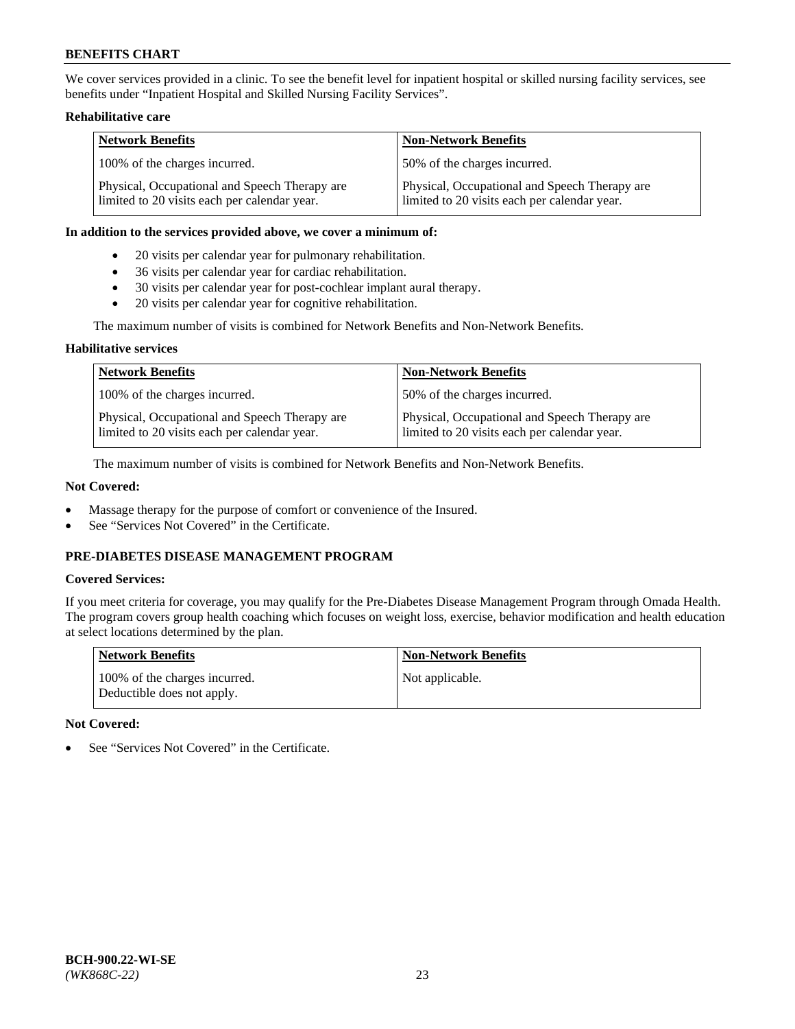We cover services provided in a clinic. To see the benefit level for inpatient hospital or skilled nursing facility services, see benefits under "Inpatient Hospital and Skilled Nursing Facility Services".

**Rehabilitative care**

| Network Benefits | Non-Network Benefits |
|---|---|
| 100% of the charges incurred. | 50% of the charges incurred. |
| Physical, Occupational and Speech Therapy are limited to 20 visits each per calendar year. | Physical, Occupational and Speech Therapy are limited to 20 visits each per calendar year. |

**In addition to the services provided above, we cover a minimum of:**

- 20 visits per calendar year for pulmonary rehabilitation.
- 36 visits per calendar year for cardiac rehabilitation.
- 30 visits per calendar year for post-cochlear implant aural therapy.
- 20 visits per calendar year for cognitive rehabilitation.

The maximum number of visits is combined for Network Benefits and Non-Network Benefits.

**Habilitative services**

| Network Benefits | Non-Network Benefits |
|---|---|
| 100% of the charges incurred. | 50% of the charges incurred. |
| Physical, Occupational and Speech Therapy are limited to 20 visits each per calendar year. | Physical, Occupational and Speech Therapy are limited to 20 visits each per calendar year. |

The maximum number of visits is combined for Network Benefits and Non-Network Benefits.

**Not Covered:**

- Massage therapy for the purpose of comfort or convenience of the Insured.
- See "Services Not Covered" in the Certificate.

## PRE-DIABETES DISEASE MANAGEMENT PROGRAM

**Covered Services:**

If you meet criteria for coverage, you may qualify for the Pre-Diabetes Disease Management Program through Omada Health. The program covers group health coaching which focuses on weight loss, exercise, behavior modification and health education at select locations determined by the plan.

| Network Benefits | Non-Network Benefits |
|---|---|
| 100% of the charges incurred. Deductible does not apply. | Not applicable. |

**Not Covered:**

- See "Services Not Covered" in the Certificate.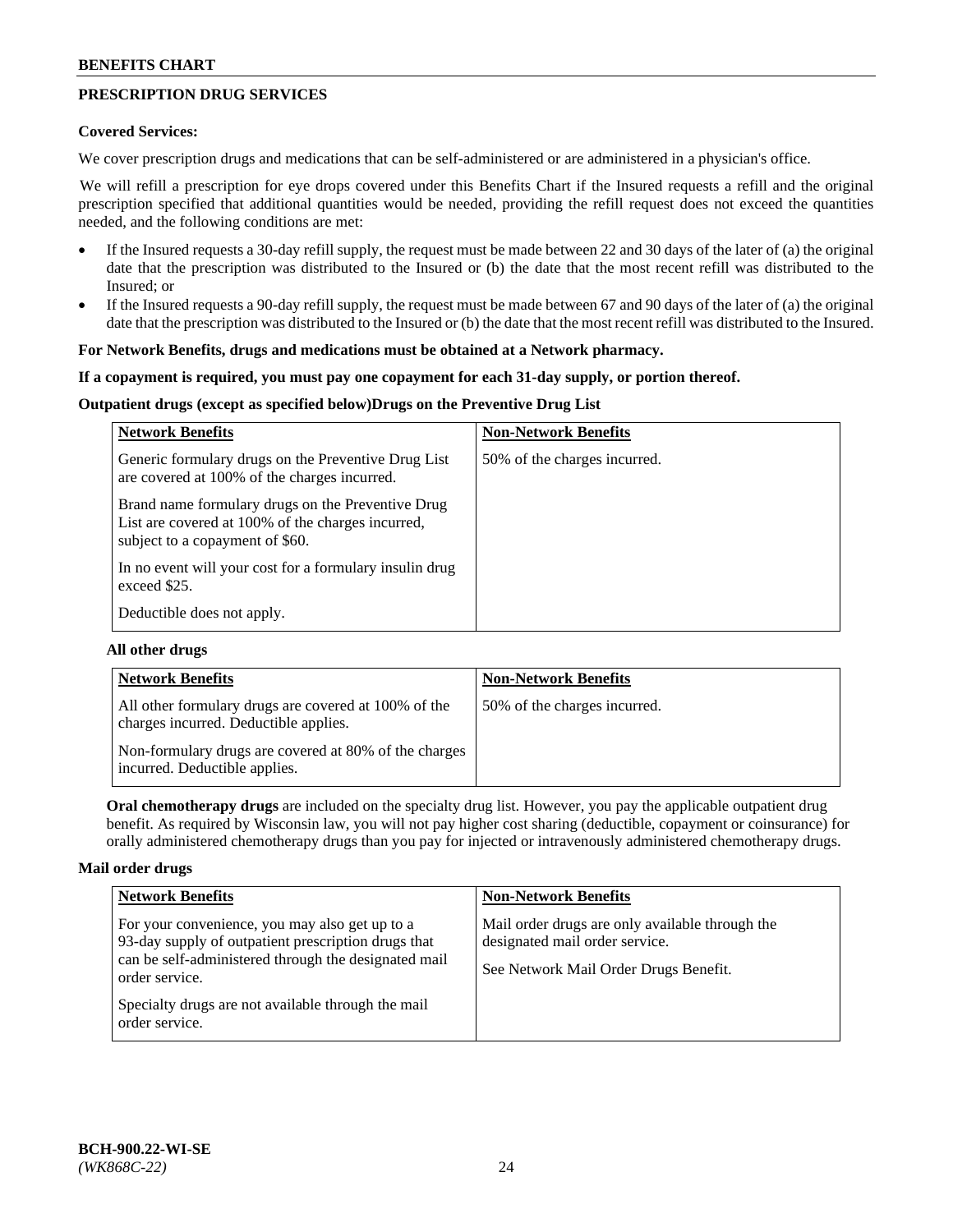## PRESCRIPTION DRUG SERVICES

**Covered Services:**

We cover prescription drugs and medications that can be self-administered or are administered in a physician's office.

We will refill a prescription for eye drops covered under this Benefits Chart if the Insured requests a refill and the original prescription specified that additional quantities would be needed, providing the refill request does not exceed the quantities needed, and the following conditions are met:

- If the Insured requests a 30-day refill supply, the request must be made between 22 and 30 days of the later of (a) the original date that the prescription was distributed to the Insured or (b) the date that the most recent refill was distributed to the Insured; or
- If the Insured requests a 90-day refill supply, the request must be made between 67 and 90 days of the later of (a) the original date that the prescription was distributed to the Insured or (b) the date that the most recent refill was distributed to the Insured.

**For Network Benefits, drugs and medications must be obtained at a Network pharmacy.**

**If a copayment is required, you must pay one copayment for each 31-day supply, or portion thereof.**

**Outpatient drugs (except as specified below)Drugs on the Preventive Drug List**

| Network Benefits | Non-Network Benefits |
|---|---|
| Generic formulary drugs on the Preventive Drug List are covered at 100% of the charges incurred.<br><br>Brand name formulary drugs on the Preventive Drug List are covered at 100% of the charges incurred, subject to a copayment of $60.<br><br>In no event will your cost for a formulary insulin drug exceed $25.<br><br>Deductible does not apply. | 50% of the charges incurred. |

**All other drugs**

| Network Benefits | Non-Network Benefits |
|---|---|
| All other formulary drugs are covered at 100% of the charges incurred. Deductible applies.<br><br>Non-formulary drugs are covered at 80% of the charges incurred. Deductible applies. | 50% of the charges incurred. |

**Oral chemotherapy drugs** are included on the specialty drug list. However, you pay the applicable outpatient drug benefit. As required by Wisconsin law, you will not pay higher cost sharing (deductible, copayment or coinsurance) for orally administered chemotherapy drugs than you pay for injected or intravenously administered chemotherapy drugs.

**Mail order drugs**

| Network Benefits | Non-Network Benefits |
|---|---|
| For your convenience, you may also get up to a 93-day supply of outpatient prescription drugs that can be self-administered through the designated mail order service.<br><br>Specialty drugs are not available through the mail order service. | Mail order drugs are only available through the designated mail order service.<br><br>See Network Mail Order Drugs Benefit. |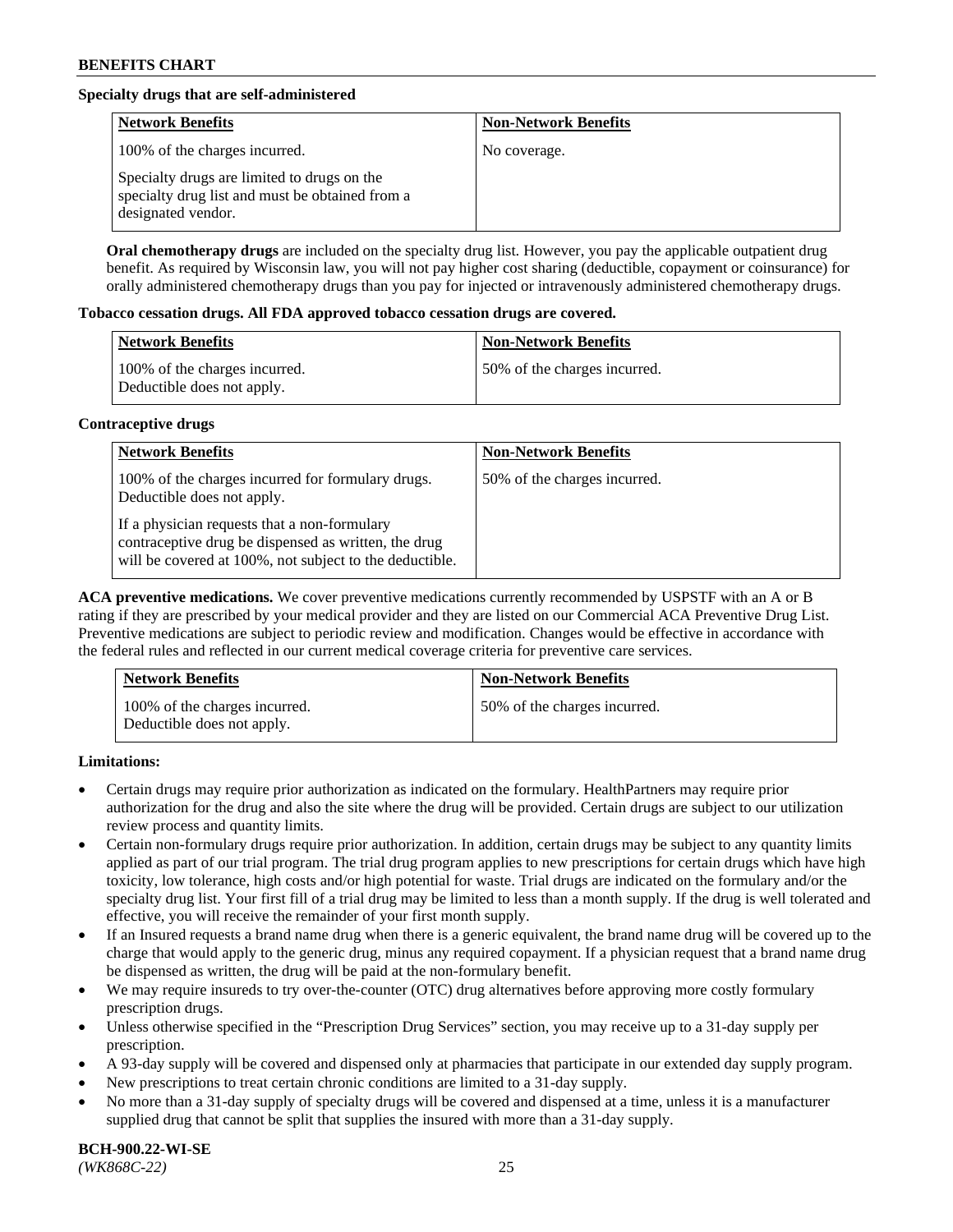**Specialty drugs that are self-administered**

| Network Benefits | Non-Network Benefits |
|---|---|
| 100% of the charges incurred.<br><br>Specialty drugs are limited to drugs on the specialty drug list and must be obtained from a designated vendor. | No coverage. |

**Oral chemotherapy drugs** are included on the specialty drug list. However, you pay the applicable outpatient drug benefit. As required by Wisconsin law, you will not pay higher cost sharing (deductible, copayment or coinsurance) for orally administered chemotherapy drugs than you pay for injected or intravenously administered chemotherapy drugs.

**Tobacco cessation drugs. All FDA approved tobacco cessation drugs are covered.**

| Network Benefits | Non-Network Benefits |
|---|---|
| 100% of the charges incurred.<br>Deductible does not apply. | 50% of the charges incurred. |

**Contraceptive drugs**

| Network Benefits | Non-Network Benefits |
|---|---|
| 100% of the charges incurred for formulary drugs. Deductible does not apply.<br><br>If a physician requests that a non-formulary contraceptive drug be dispensed as written, the drug will be covered at 100%, not subject to the deductible. | 50% of the charges incurred. |

**ACA preventive medications.** We cover preventive medications currently recommended by USPSTF with an A or B rating if they are prescribed by your medical provider and they are listed on our Commercial ACA Preventive Drug List. Preventive medications are subject to periodic review and modification. Changes would be effective in accordance with the federal rules and reflected in our current medical coverage criteria for preventive care services.

| Network Benefits | Non-Network Benefits |
|---|---|
| 100% of the charges incurred.<br>Deductible does not apply. | 50% of the charges incurred. |

**Limitations:**

- Certain drugs may require prior authorization as indicated on the formulary. HealthPartners may require prior authorization for the drug and also the site where the drug will be provided. Certain drugs are subject to our utilization review process and quantity limits.
- Certain non-formulary drugs require prior authorization. In addition, certain drugs may be subject to any quantity limits applied as part of our trial program. The trial drug program applies to new prescriptions for certain drugs which have high toxicity, low tolerance, high costs and/or high potential for waste. Trial drugs are indicated on the formulary and/or the specialty drug list. Your first fill of a trial drug may be limited to less than a month supply. If the drug is well tolerated and effective, you will receive the remainder of your first month supply.
- If an Insured requests a brand name drug when there is a generic equivalent, the brand name drug will be covered up to the charge that would apply to the generic drug, minus any required copayment. If a physician request that a brand name drug be dispensed as written, the drug will be paid at the non-formulary benefit.
- We may require insureds to try over-the-counter (OTC) drug alternatives before approving more costly formulary prescription drugs.
- Unless otherwise specified in the "Prescription Drug Services" section, you may receive up to a 31-day supply per prescription.
- A 93-day supply will be covered and dispensed only at pharmacies that participate in our extended day supply program.
- New prescriptions to treat certain chronic conditions are limited to a 31-day supply.
- No more than a 31-day supply of specialty drugs will be covered and dispensed at a time, unless it is a manufacturer supplied drug that cannot be split that supplies the insured with more than a 31-day supply.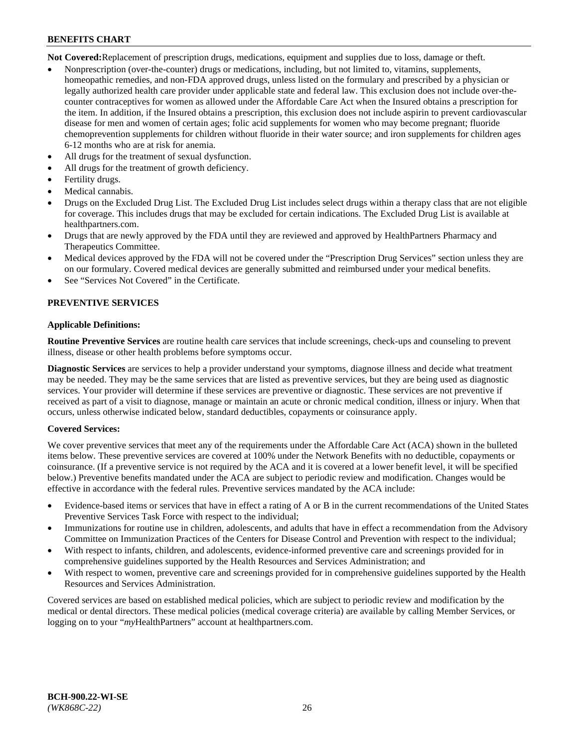**Not Covered:** Replacement of prescription drugs, medications, equipment and supplies due to loss, damage or theft.

- Nonprescription (over-the-counter) drugs or medications, including, but not limited to, vitamins, supplements, homeopathic remedies, and non-FDA approved drugs, unless listed on the formulary and prescribed by a physician or legally authorized health care provider under applicable state and federal law. This exclusion does not include over-the-counter contraceptives for women as allowed under the Affordable Care Act when the Insured obtains a prescription for the item. In addition, if the Insured obtains a prescription, this exclusion does not include aspirin to prevent cardiovascular disease for men and women of certain ages; folic acid supplements for women who may become pregnant; fluoride chemoprevention supplements for children without fluoride in their water source; and iron supplements for children ages 6-12 months who are at risk for anemia.
- All drugs for the treatment of sexual dysfunction.
- All drugs for the treatment of growth deficiency.
- Fertility drugs.
- Medical cannabis.
- Drugs on the Excluded Drug List. The Excluded Drug List includes select drugs within a therapy class that are not eligible for coverage. This includes drugs that may be excluded for certain indications. The Excluded Drug List is available at healthpartners.com.
- Drugs that are newly approved by the FDA until they are reviewed and approved by HealthPartners Pharmacy and Therapeutics Committee.
- Medical devices approved by the FDA will not be covered under the "Prescription Drug Services" section unless they are on our formulary. Covered medical devices are generally submitted and reimbursed under your medical benefits.
- See "Services Not Covered" in the Certificate.

## PREVENTIVE SERVICES

### Applicable Definitions:

**Routine Preventive Services** are routine health care services that include screenings, check-ups and counseling to prevent illness, disease or other health problems before symptoms occur.

**Diagnostic Services** are services to help a provider understand your symptoms, diagnose illness and decide what treatment may be needed. They may be the same services that are listed as preventive services, but they are being used as diagnostic services. Your provider will determine if these services are preventive or diagnostic. These services are not preventive if received as part of a visit to diagnose, manage or maintain an acute or chronic medical condition, illness or injury. When that occurs, unless otherwise indicated below, standard deductibles, copayments or coinsurance apply.

### Covered Services:

We cover preventive services that meet any of the requirements under the Affordable Care Act (ACA) shown in the bulleted items below. These preventive services are covered at 100% under the Network Benefits with no deductible, copayments or coinsurance. (If a preventive service is not required by the ACA and it is covered at a lower benefit level, it will be specified below.) Preventive benefits mandated under the ACA are subject to periodic review and modification. Changes would be effective in accordance with the federal rules. Preventive services mandated by the ACA include:

- Evidence-based items or services that have in effect a rating of A or B in the current recommendations of the United States Preventive Services Task Force with respect to the individual;
- Immunizations for routine use in children, adolescents, and adults that have in effect a recommendation from the Advisory Committee on Immunization Practices of the Centers for Disease Control and Prevention with respect to the individual;
- With respect to infants, children, and adolescents, evidence-informed preventive care and screenings provided for in comprehensive guidelines supported by the Health Resources and Services Administration; and
- With respect to women, preventive care and screenings provided for in comprehensive guidelines supported by the Health Resources and Services Administration.

Covered services are based on established medical policies, which are subject to periodic review and modification by the medical or dental directors. These medical policies (medical coverage criteria) are available by calling Member Services, or logging on to your "*my*HealthPartners" account at healthpartners.com.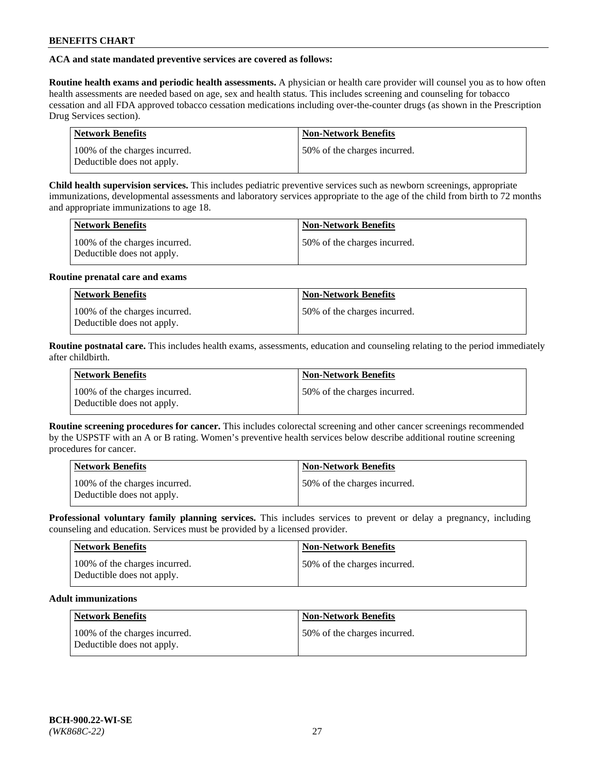**ACA and state mandated preventive services are covered as follows:**

**Routine health exams and periodic health assessments.** A physician or health care provider will counsel you as to how often health assessments are needed based on age, sex and health status. This includes screening and counseling for tobacco cessation and all FDA approved tobacco cessation medications including over-the-counter drugs (as shown in the Prescription Drug Services section).

| Network Benefits | Non-Network Benefits |
| --- | --- |
| 100% of the charges incurred. Deductible does not apply. | 50% of the charges incurred. |

**Child health supervision services.** This includes pediatric preventive services such as newborn screenings, appropriate immunizations, developmental assessments and laboratory services appropriate to the age of the child from birth to 72 months and appropriate immunizations to age 18.

| Network Benefits | Non-Network Benefits |
| --- | --- |
| 100% of the charges incurred. Deductible does not apply. | 50% of the charges incurred. |

**Routine prenatal care and exams**

| Network Benefits | Non-Network Benefits |
| --- | --- |
| 100% of the charges incurred. Deductible does not apply. | 50% of the charges incurred. |

**Routine postnatal care.** This includes health exams, assessments, education and counseling relating to the period immediately after childbirth.

| Network Benefits | Non-Network Benefits |
| --- | --- |
| 100% of the charges incurred. Deductible does not apply. | 50% of the charges incurred. |

**Routine screening procedures for cancer.** This includes colorectal screening and other cancer screenings recommended by the USPSTF with an A or B rating. Women's preventive health services below describe additional routine screening procedures for cancer.

| Network Benefits | Non-Network Benefits |
| --- | --- |
| 100% of the charges incurred. Deductible does not apply. | 50% of the charges incurred. |

**Professional voluntary family planning services.** This includes services to prevent or delay a pregnancy, including counseling and education. Services must be provided by a licensed provider.

| Network Benefits | Non-Network Benefits |
| --- | --- |
| 100% of the charges incurred. Deductible does not apply. | 50% of the charges incurred. |

**Adult immunizations**

| Network Benefits | Non-Network Benefits |
| --- | --- |
| 100% of the charges incurred. Deductible does not apply. | 50% of the charges incurred. |

**BCH-900.22-WI-SE**
*(WK868C-22)*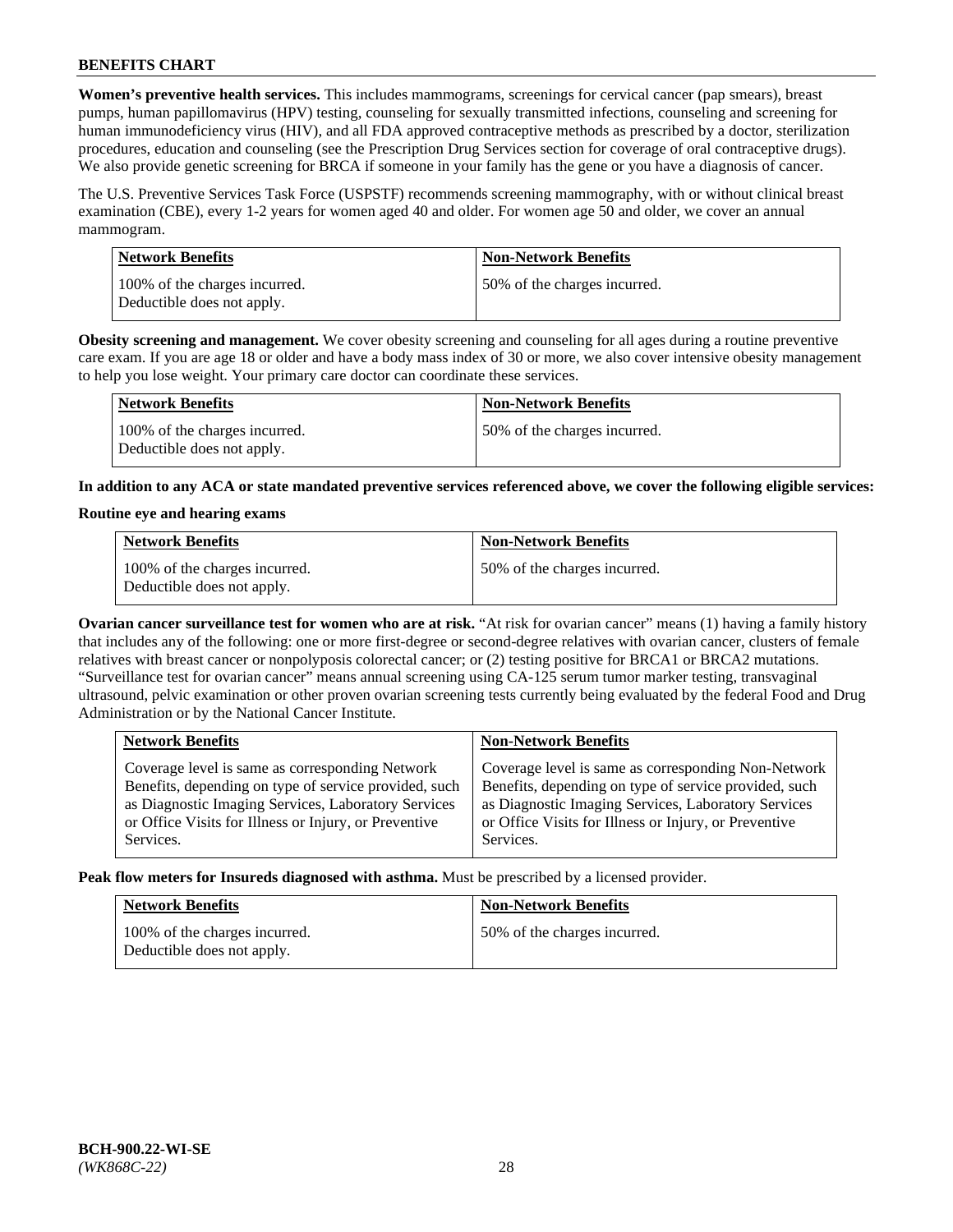**Women's preventive health services.** This includes mammograms, screenings for cervical cancer (pap smears), breast pumps, human papillomavirus (HPV) testing, counseling for sexually transmitted infections, counseling and screening for human immunodeficiency virus (HIV), and all FDA approved contraceptive methods as prescribed by a doctor, sterilization procedures, education and counseling (see the Prescription Drug Services section for coverage of oral contraceptive drugs). We also provide genetic screening for BRCA if someone in your family has the gene or you have a diagnosis of cancer.

The U.S. Preventive Services Task Force (USPSTF) recommends screening mammography, with or without clinical breast examination (CBE), every 1-2 years for women aged 40 and older. For women age 50 and older, we cover an annual mammogram.

| Network Benefits | Non-Network Benefits |
|---|---|
| 100% of the charges incurred. Deductible does not apply. | 50% of the charges incurred. |

**Obesity screening and management.** We cover obesity screening and counseling for all ages during a routine preventive care exam. If you are age 18 or older and have a body mass index of 30 or more, we also cover intensive obesity management to help you lose weight. Your primary care doctor can coordinate these services.

| Network Benefits | Non-Network Benefits |
|---|---|
| 100% of the charges incurred. Deductible does not apply. | 50% of the charges incurred. |

**In addition to any ACA or state mandated preventive services referenced above, we cover the following eligible services:**

**Routine eye and hearing exams**

| Network Benefits | Non-Network Benefits |
|---|---|
| 100% of the charges incurred. Deductible does not apply. | 50% of the charges incurred. |

**Ovarian cancer surveillance test for women who are at risk.** "At risk for ovarian cancer" means (1) having a family history that includes any of the following: one or more first-degree or second-degree relatives with ovarian cancer, clusters of female relatives with breast cancer or nonpolyposis colorectal cancer; or (2) testing positive for BRCA1 or BRCA2 mutations. "Surveillance test for ovarian cancer" means annual screening using CA-125 serum tumor marker testing, transvaginal ultrasound, pelvic examination or other proven ovarian screening tests currently being evaluated by the federal Food and Drug Administration or by the National Cancer Institute.

| Network Benefits | Non-Network Benefits |
|---|---|
| Coverage level is same as corresponding Network Benefits, depending on type of service provided, such as Diagnostic Imaging Services, Laboratory Services or Office Visits for Illness or Injury, or Preventive Services. | Coverage level is same as corresponding Non-Network Benefits, depending on type of service provided, such as Diagnostic Imaging Services, Laboratory Services or Office Visits for Illness or Injury, or Preventive Services. |

**Peak flow meters for Insureds diagnosed with asthma.** Must be prescribed by a licensed provider.

| Network Benefits | Non-Network Benefits |
|---|---|
| 100% of the charges incurred. Deductible does not apply. | 50% of the charges incurred. |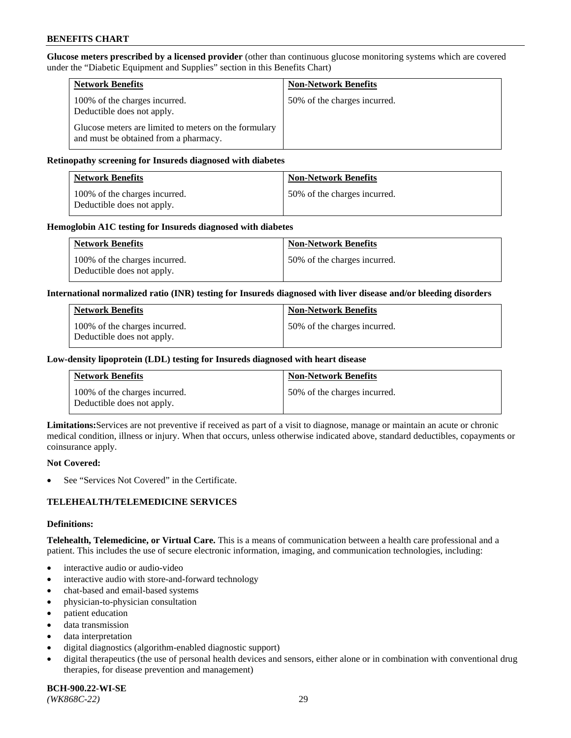**Glucose meters prescribed by a licensed provider** (other than continuous glucose monitoring systems which are covered under the "Diabetic Equipment and Supplies" section in this Benefits Chart)

| Network Benefits | Non-Network Benefits |
| --- | --- |
| 100% of the charges incurred. Deductible does not apply. Glucose meters are limited to meters on the formulary and must be obtained from a pharmacy. | 50% of the charges incurred. |

**Retinopathy screening for Insureds diagnosed with diabetes**

| Network Benefits | Non-Network Benefits |
| --- | --- |
| 100% of the charges incurred. Deductible does not apply. | 50% of the charges incurred. |

**Hemoglobin A1C testing for Insureds diagnosed with diabetes**

| Network Benefits | Non-Network Benefits |
| --- | --- |
| 100% of the charges incurred. Deductible does not apply. | 50% of the charges incurred. |

**International normalized ratio (INR) testing for Insureds diagnosed with liver disease and/or bleeding disorders**

| Network Benefits | Non-Network Benefits |
| --- | --- |
| 100% of the charges incurred. Deductible does not apply. | 50% of the charges incurred. |

**Low-density lipoprotein (LDL) testing for Insureds diagnosed with heart disease**

| Network Benefits | Non-Network Benefits |
| --- | --- |
| 100% of the charges incurred. Deductible does not apply. | 50% of the charges incurred. |

**Limitations:** Services are not preventive if received as part of a visit to diagnose, manage or maintain an acute or chronic medical condition, illness or injury. When that occurs, unless otherwise indicated above, standard deductibles, copayments or coinsurance apply.

**Not Covered:**

- See "Services Not Covered" in the Certificate.

## TELEHEALTH/TELEMEDICINE SERVICES

**Definitions:**

**Telehealth, Telemedicine, or Virtual Care.** This is a means of communication between a health care professional and a patient. This includes the use of secure electronic information, imaging, and communication technologies, including:

- interactive audio or audio-video
- interactive audio with store-and-forward technology
- chat-based and email-based systems
- physician-to-physician consultation
- patient education
- data transmission
- data interpretation
- digital diagnostics (algorithm-enabled diagnostic support)
- digital therapeutics (the use of personal health devices and sensors, either alone or in combination with conventional drug therapies, for disease prevention and management)

**BCH-900.22-WI-SE**
*(WK868C-22)*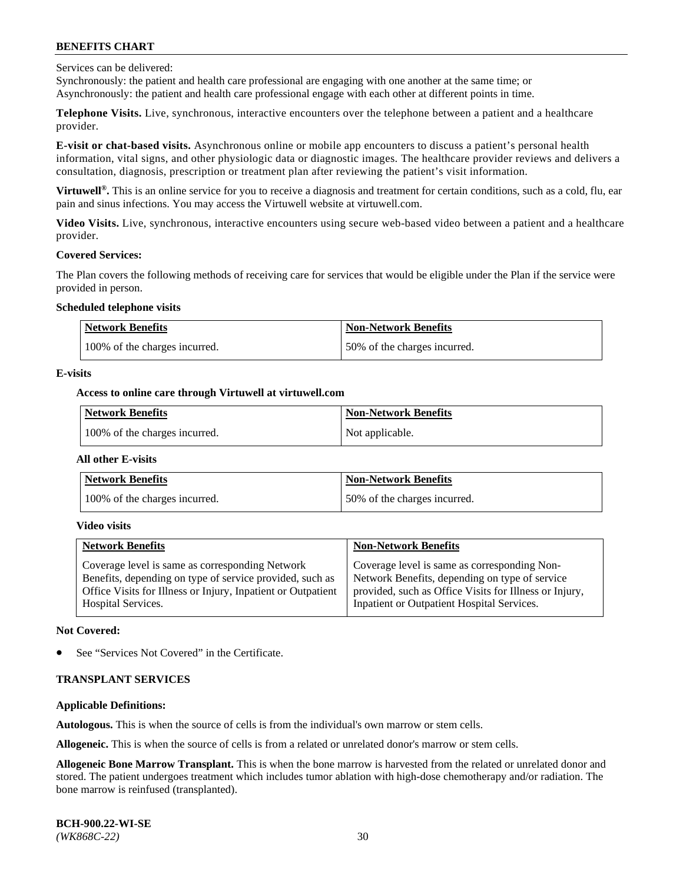Services can be delivered:

Synchronously: the patient and health care professional are engaging with one another at the same time; or

Asynchronously: the patient and health care professional engage with each other at different points in time.

**Telephone Visits.** Live, synchronous, interactive encounters over the telephone between a patient and a healthcare provider.

**E-visit or chat-based visits.** Asynchronous online or mobile app encounters to discuss a patient's personal health information, vital signs, and other physiologic data or diagnostic images. The healthcare provider reviews and delivers a consultation, diagnosis, prescription or treatment plan after reviewing the patient's visit information.

**Virtuwell®.** This is an online service for you to receive a diagnosis and treatment for certain conditions, such as a cold, flu, ear pain and sinus infections. You may access the Virtuwell website at virtuwell.com.

**Video Visits.** Live, synchronous, interactive encounters using secure web-based video between a patient and a healthcare provider.

**Covered Services:**

The Plan covers the following methods of receiving care for services that would be eligible under the Plan if the service were provided in person.

**Scheduled telephone visits**

| Network Benefits | Non-Network Benefits |
|---|---|
| 100% of the charges incurred. | 50% of the charges incurred. |

**E-visits**

**Access to online care through Virtuwell at virtuwell.com**

| Network Benefits | Non-Network Benefits |
|---|---|
| 100% of the charges incurred. | Not applicable. |

**All other E-visits**

| Network Benefits | Non-Network Benefits |
|---|---|
| 100% of the charges incurred. | 50% of the charges incurred. |

**Video visits**

| Network Benefits | Non-Network Benefits |
|---|---|
| Coverage level is same as corresponding Network Benefits, depending on type of service provided, such as Office Visits for Illness or Injury, Inpatient or Outpatient Hospital Services. | Coverage level is same as corresponding Non-Network Benefits, depending on type of service provided, such as Office Visits for Illness or Injury, Inpatient or Outpatient Hospital Services. |

**Not Covered:**

- See "Services Not Covered" in the Certificate.

**TRANSPLANT SERVICES**

**Applicable Definitions:**

**Autologous.** This is when the source of cells is from the individual's own marrow or stem cells.

**Allogeneic.** This is when the source of cells is from a related or unrelated donor's marrow or stem cells.

**Allogeneic Bone Marrow Transplant.** This is when the bone marrow is harvested from the related or unrelated donor and stored. The patient undergoes treatment which includes tumor ablation with high-dose chemotherapy and/or radiation. The bone marrow is reinfused (transplanted).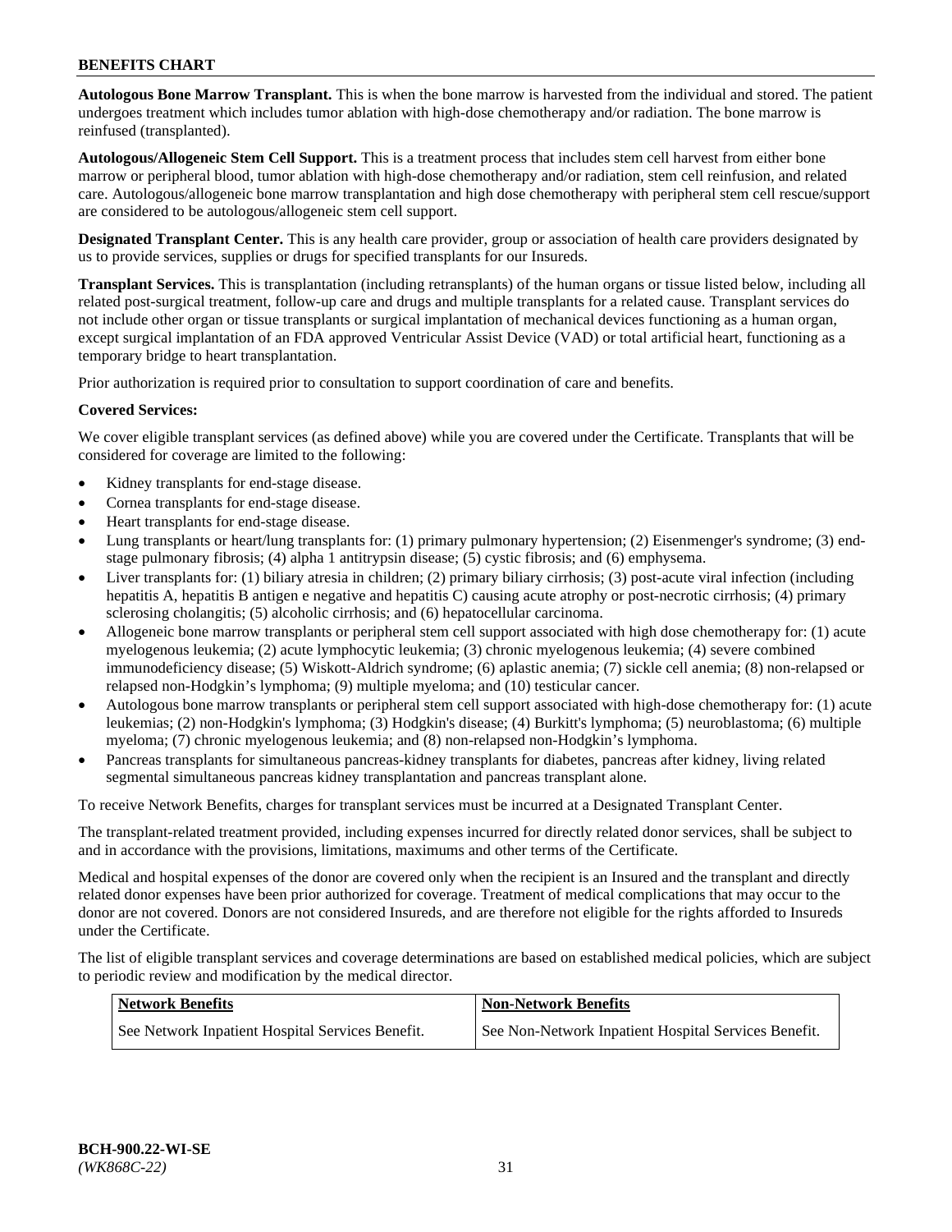**Autologous Bone Marrow Transplant.** This is when the bone marrow is harvested from the individual and stored. The patient undergoes treatment which includes tumor ablation with high-dose chemotherapy and/or radiation. The bone marrow is reinfused (transplanted).

**Autologous/Allogeneic Stem Cell Support.** This is a treatment process that includes stem cell harvest from either bone marrow or peripheral blood, tumor ablation with high-dose chemotherapy and/or radiation, stem cell reinfusion, and related care. Autologous/allogeneic bone marrow transplantation and high dose chemotherapy with peripheral stem cell rescue/support are considered to be autologous/allogeneic stem cell support.

**Designated Transplant Center.** This is any health care provider, group or association of health care providers designated by us to provide services, supplies or drugs for specified transplants for our Insureds.

**Transplant Services.** This is transplantation (including retransplants) of the human organs or tissue listed below, including all related post-surgical treatment, follow-up care and drugs and multiple transplants for a related cause. Transplant services do not include other organ or tissue transplants or surgical implantation of mechanical devices functioning as a human organ, except surgical implantation of an FDA approved Ventricular Assist Device (VAD) or total artificial heart, functioning as a temporary bridge to heart transplantation.

Prior authorization is required prior to consultation to support coordination of care and benefits.

**Covered Services:**

We cover eligible transplant services (as defined above) while you are covered under the Certificate. Transplants that will be considered for coverage are limited to the following:

- Kidney transplants for end-stage disease.
- Cornea transplants for end-stage disease.
- Heart transplants for end-stage disease.
- Lung transplants or heart/lung transplants for: (1) primary pulmonary hypertension; (2) Eisenmenger's syndrome; (3) end-stage pulmonary fibrosis; (4) alpha 1 antitrypsin disease; (5) cystic fibrosis; and (6) emphysema.
- Liver transplants for: (1) biliary atresia in children; (2) primary biliary cirrhosis; (3) post-acute viral infection (including hepatitis A, hepatitis B antigen e negative and hepatitis C) causing acute atrophy or post-necrotic cirrhosis; (4) primary sclerosing cholangitis; (5) alcoholic cirrhosis; and (6) hepatocellular carcinoma.
- Allogeneic bone marrow transplants or peripheral stem cell support associated with high dose chemotherapy for: (1) acute myelogenous leukemia; (2) acute lymphocytic leukemia; (3) chronic myelogenous leukemia; (4) severe combined immunodeficiency disease; (5) Wiskott-Aldrich syndrome; (6) aplastic anemia; (7) sickle cell anemia; (8) non-relapsed or relapsed non-Hodgkin’s lymphoma; (9) multiple myeloma; and (10) testicular cancer.
- Autologous bone marrow transplants or peripheral stem cell support associated with high-dose chemotherapy for: (1) acute leukemias; (2) non-Hodgkin's lymphoma; (3) Hodgkin's disease; (4) Burkitt's lymphoma; (5) neuroblastoma; (6) multiple myeloma; (7) chronic myelogenous leukemia; and (8) non-relapsed non-Hodgkin’s lymphoma.
- Pancreas transplants for simultaneous pancreas-kidney transplants for diabetes, pancreas after kidney, living related segmental simultaneous pancreas kidney transplantation and pancreas transplant alone.

To receive Network Benefits, charges for transplant services must be incurred at a Designated Transplant Center.

The transplant-related treatment provided, including expenses incurred for directly related donor services, shall be subject to and in accordance with the provisions, limitations, maximums and other terms of the Certificate.

Medical and hospital expenses of the donor are covered only when the recipient is an Insured and the transplant and directly related donor expenses have been prior authorized for coverage. Treatment of medical complications that may occur to the donor are not covered. Donors are not considered Insureds, and are therefore not eligible for the rights afforded to Insureds under the Certificate.

The list of eligible transplant services and coverage determinations are based on established medical policies, which are subject to periodic review and modification by the medical director.

| Network Benefits | Non-Network Benefits |
| --- | --- |
| See Network Inpatient Hospital Services Benefit. | See Non-Network Inpatient Hospital Services Benefit. |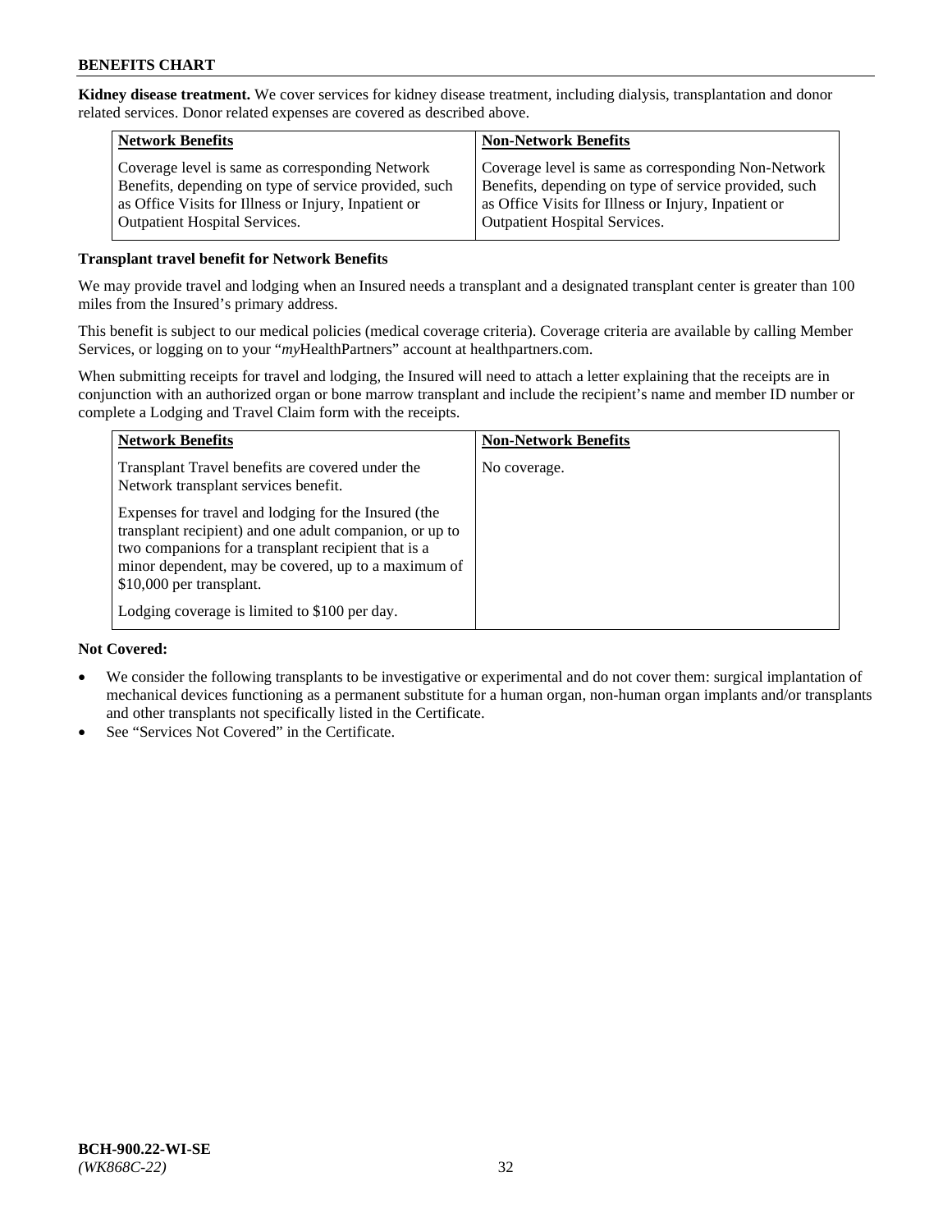**Kidney disease treatment.** We cover services for kidney disease treatment, including dialysis, transplantation and donor related services. Donor related expenses are covered as described above.

| Network Benefits | Non-Network Benefits |
| --- | --- |
| Coverage level is same as corresponding Network Benefits, depending on type of service provided, such as Office Visits for Illness or Injury, Inpatient or Outpatient Hospital Services. | Coverage level is same as corresponding Non-Network Benefits, depending on type of service provided, such as Office Visits for Illness or Injury, Inpatient or Outpatient Hospital Services. |

**Transplant travel benefit for Network Benefits**

We may provide travel and lodging when an Insured needs a transplant and a designated transplant center is greater than 100 miles from the Insured's primary address.

This benefit is subject to our medical policies (medical coverage criteria). Coverage criteria are available by calling Member Services, or logging on to your "*my*HealthPartners" account at healthpartners.com.

When submitting receipts for travel and lodging, the Insured will need to attach a letter explaining that the receipts are in conjunction with an authorized organ or bone marrow transplant and include the recipient's name and member ID number or complete a Lodging and Travel Claim form with the receipts.

| Network Benefits | Non-Network Benefits |
| --- | --- |
| Transplant Travel benefits are covered under the Network transplant services benefit.<br><br>Expenses for travel and lodging for the Insured (the transplant recipient) and one adult companion, or up to two companions for a transplant recipient that is a minor dependent, may be covered, up to a maximum of $10,000 per transplant.<br><br>Lodging coverage is limited to $100 per day. | No coverage. |

**Not Covered:**

- We consider the following transplants to be investigative or experimental and do not cover them: surgical implantation of mechanical devices functioning as a permanent substitute for a human organ, non-human organ implants and/or transplants and other transplants not specifically listed in the Certificate.
- See "Services Not Covered" in the Certificate.